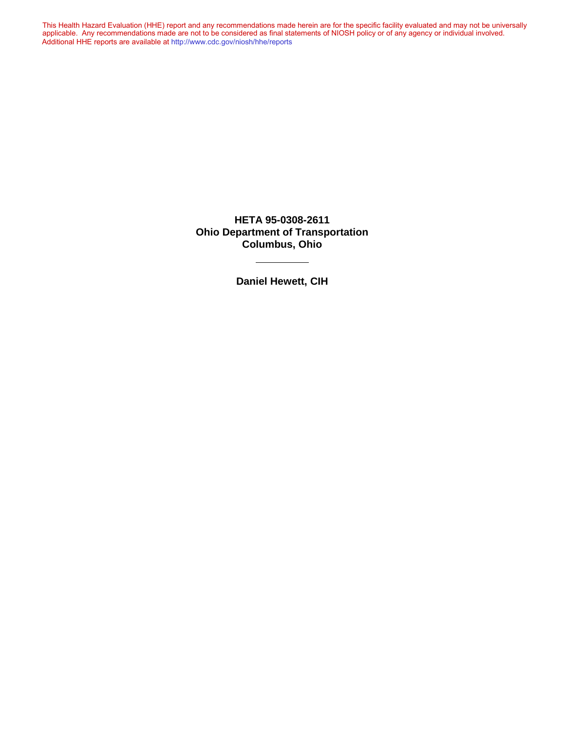This Health Hazard Evaluation (HHE) report and any recommendations made herein are for the specific facility evaluated and may not be universally applicable. Any recommendations made are not to be considered as final statements of NIOSH policy or of any agency or individual involved. Additional HHE reports are available at http://www.cdc.gov/niosh/hhe/reports

# HETA 95-0308-2611
# Ohio Department of Transportation
# Columbus, Ohio

---

**Daniel Hewett, CIH**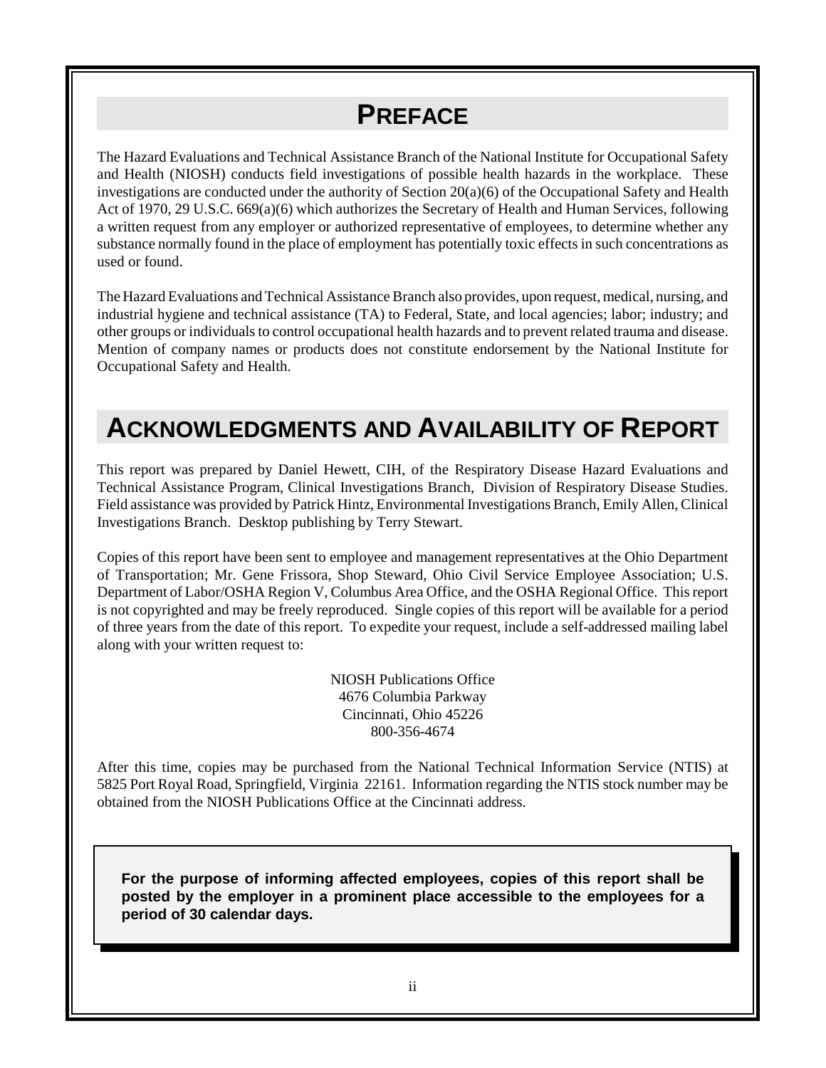# PREFACE

The Hazard Evaluations and Technical Assistance Branch of the National Institute for Occupational Safety and Health (NIOSH) conducts field investigations of possible health hazards in the workplace. These investigations are conducted under the authority of Section 20(a)(6) of the Occupational Safety and Health Act of 1970, 29 U.S.C. 669(a)(6) which authorizes the Secretary of Health and Human Services, following a written request from any employer or authorized representative of employees, to determine whether any substance normally found in the place of employment has potentially toxic effects in such concentrations as used or found.

The Hazard Evaluations and Technical Assistance Branch also provides, upon request, medical, nursing, and industrial hygiene and technical assistance (TA) to Federal, State, and local agencies; labor; industry; and other groups or individuals to control occupational health hazards and to prevent related trauma and disease. Mention of company names or products does not constitute endorsement by the National Institute for Occupational Safety and Health.

# ACKNOWLEDGMENTS AND AVAILABILITY OF REPORT

This report was prepared by Daniel Hewett, CIH, of the Respiratory Disease Hazard Evaluations and Technical Assistance Program, Clinical Investigations Branch, Division of Respiratory Disease Studies. Field assistance was provided by Patrick Hintz, Environmental Investigations Branch, Emily Allen, Clinical Investigations Branch. Desktop publishing by Terry Stewart.

Copies of this report have been sent to employee and management representatives at the Ohio Department of Transportation; Mr. Gene Frissora, Shop Steward, Ohio Civil Service Employee Association; U.S. Department of Labor/OSHA Region V, Columbus Area Office, and the OSHA Regional Office. This report is not copyrighted and may be freely reproduced. Single copies of this report will be available for a period of three years from the date of this report. To expedite your request, include a self-addressed mailing label along with your written request to:

NIOSH Publications Office
4676 Columbia Parkway
Cincinnati, Ohio 45226
800-356-4674

After this time, copies may be purchased from the National Technical Information Service (NTIS) at 5825 Port Royal Road, Springfield, Virginia 22161. Information regarding the NTIS stock number may be obtained from the NIOSH Publications Office at the Cincinnati address.

**For the purpose of informing affected employees, copies of this report shall be posted by the employer in a prominent place accessible to the employees for a period of 30 calendar days.**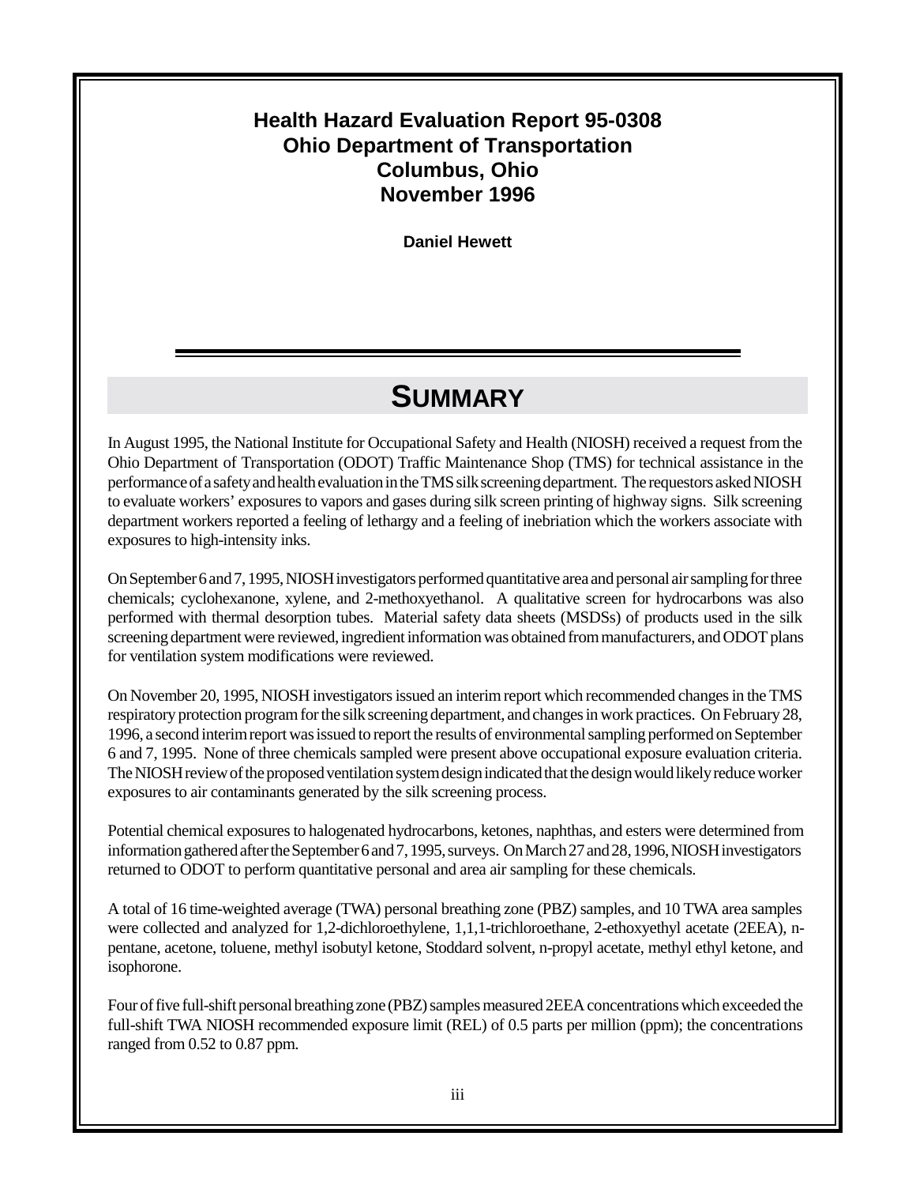# Health Hazard Evaluation Report 95-0308
# Ohio Department of Transportation
# Columbus, Ohio
# November 1996

**Daniel Hewett**

## SUMMARY

In August 1995, the National Institute for Occupational Safety and Health (NIOSH) received a request from the Ohio Department of Transportation (ODOT) Traffic Maintenance Shop (TMS) for technical assistance in the performance of a safety and health evaluation in the TMS silk screening department. The requestors asked NIOSH to evaluate workers' exposures to vapors and gases during silk screen printing of highway signs. Silk screening department workers reported a feeling of lethargy and a feeling of inebriation which the workers associate with exposures to high-intensity inks.

On September 6 and 7, 1995, NIOSH investigators performed quantitative area and personal air sampling for three chemicals; cyclohexanone, xylene, and 2-methoxyethanol. A qualitative screen for hydrocarbons was also performed with thermal desorption tubes. Material safety data sheets (MSDSs) of products used in the silk screening department were reviewed, ingredient information was obtained from manufacturers, and ODOT plans for ventilation system modifications were reviewed.

On November 20, 1995, NIOSH investigators issued an interim report which recommended changes in the TMS respiratory protection program for the silk screening department, and changes in work practices. On February 28, 1996, a second interim report was issued to report the results of environmental sampling performed on September 6 and 7, 1995. None of three chemicals sampled were present above occupational exposure evaluation criteria. The NIOSH review of the proposed ventilation system design indicated that the design would likely reduce worker exposures to air contaminants generated by the silk screening process.

Potential chemical exposures to halogenated hydrocarbons, ketones, naphthas, and esters were determined from information gathered after the September 6 and 7, 1995, surveys. On March 27 and 28, 1996, NIOSH investigators returned to ODOT to perform quantitative personal and area air sampling for these chemicals.

A total of 16 time-weighted average (TWA) personal breathing zone (PBZ) samples, and 10 TWA area samples were collected and analyzed for 1,2-dichloroethylene, 1,1,1-trichloroethane, 2-ethoxyethyl acetate (2EEA), n-pentane, acetone, toluene, methyl isobutyl ketone, Stoddard solvent, n-propyl acetate, methyl ethyl ketone, and isophorone.

Four of five full-shift personal breathing zone (PBZ) samples measured 2EEA concentrations which exceeded the full-shift TWA NIOSH recommended exposure limit (REL) of 0.5 parts per million (ppm); the concentrations ranged from 0.52 to 0.87 ppm.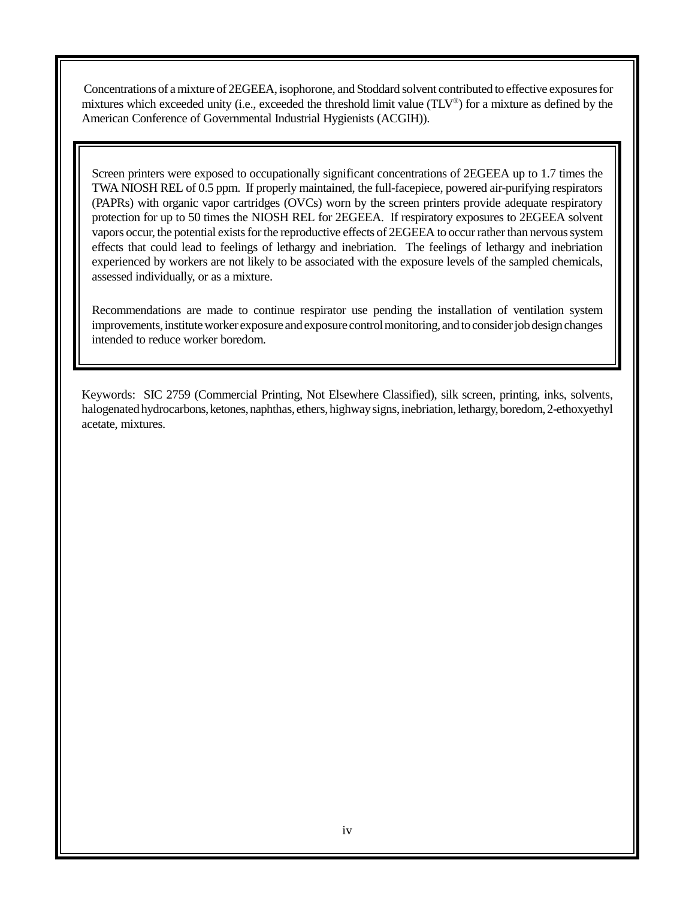Concentrations of a mixture of 2EGEEA, isophorone, and Stoddard solvent contributed to effective exposures for mixtures which exceeded unity (i.e., exceeded the threshold limit value (TLV®) for a mixture as defined by the American Conference of Governmental Industrial Hygienists (ACGIH)).

Screen printers were exposed to occupationally significant concentrations of 2EGEEA up to 1.7 times the TWA NIOSH REL of 0.5 ppm. If properly maintained, the full-facepiece, powered air-purifying respirators (PAPRs) with organic vapor cartridges (OVCs) worn by the screen printers provide adequate respiratory protection for up to 50 times the NIOSH REL for 2EGEEA. If respiratory exposures to 2EGEEA solvent vapors occur, the potential exists for the reproductive effects of 2EGEEA to occur rather than nervous system effects that could lead to feelings of lethargy and inebriation. The feelings of lethargy and inebriation experienced by workers are not likely to be associated with the exposure levels of the sampled chemicals, assessed individually, or as a mixture.

Recommendations are made to continue respirator use pending the installation of ventilation system improvements, institute worker exposure and exposure control monitoring, and to consider job design changes intended to reduce worker boredom.

Keywords: SIC 2759 (Commercial Printing, Not Elsewhere Classified), silk screen, printing, inks, solvents, halogenated hydrocarbons, ketones, naphthas, ethers, highway signs, inebriation, lethargy, boredom, 2-ethoxyethyl acetate, mixtures.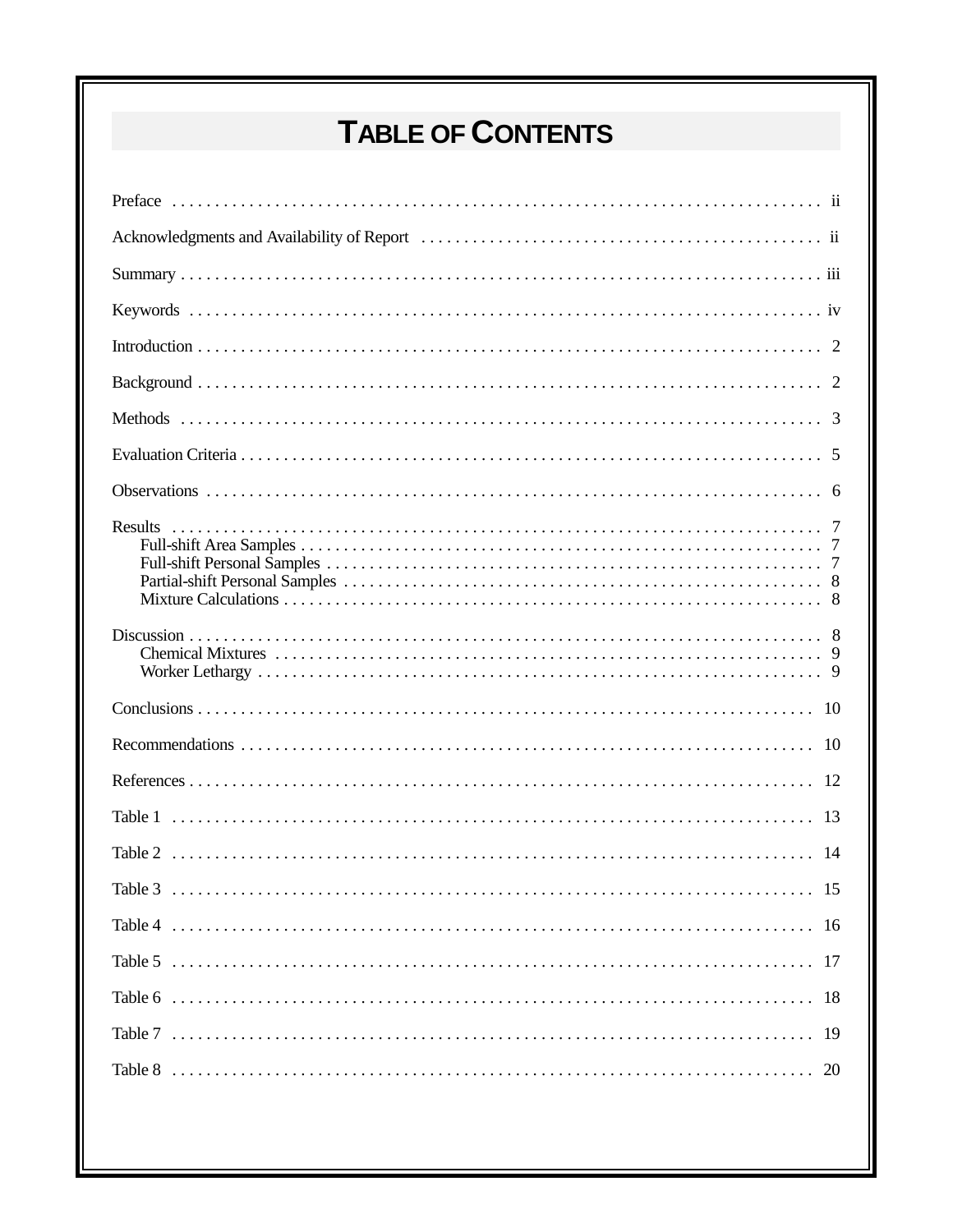# TABLE OF CONTENTS

Preface . . . . . . . . . . . . . . . . . . . . . . . . . . . . . . . . . . . . . . . . . . . . . . . . . . . . . . . . . . . . . . . . . . . . . . . . . ii

Acknowledgments and Availability of Report . . . . . . . . . . . . . . . . . . . . . . . . . . . . . . . . . . . . . . . . . . . . . . . ii

Summary . . . . . . . . . . . . . . . . . . . . . . . . . . . . . . . . . . . . . . . . . . . . . . . . . . . . . . . . . . . . . . . . . . . . . . . . iii

Keywords . . . . . . . . . . . . . . . . . . . . . . . . . . . . . . . . . . . . . . . . . . . . . . . . . . . . . . . . . . . . . . . . . . . . . . . iv

Introduction . . . . . . . . . . . . . . . . . . . . . . . . . . . . . . . . . . . . . . . . . . . . . . . . . . . . . . . . . . . . . . . . . . . . . 2

Background . . . . . . . . . . . . . . . . . . . . . . . . . . . . . . . . . . . . . . . . . . . . . . . . . . . . . . . . . . . . . . . . . . . . . 2

Methods . . . . . . . . . . . . . . . . . . . . . . . . . . . . . . . . . . . . . . . . . . . . . . . . . . . . . . . . . . . . . . . . . . . . . . . 3

Evaluation Criteria . . . . . . . . . . . . . . . . . . . . . . . . . . . . . . . . . . . . . . . . . . . . . . . . . . . . . . . . . . . . . . . . 5

Observations . . . . . . . . . . . . . . . . . . . . . . . . . . . . . . . . . . . . . . . . . . . . . . . . . . . . . . . . . . . . . . . . . . . . 6

Results . . . . . . . . . . . . . . . . . . . . . . . . . . . . . . . . . . . . . . . . . . . . . . . . . . . . . . . . . . . . . . . . . . . . . . . . 7
- Full-shift Area Samples . . . . . . . . . . . . . . . . . . . . . . . . . . . . . . . . . . . . . . . . . . . . . . . . . . . . . . . . . . . 7
- Full-shift Personal Samples . . . . . . . . . . . . . . . . . . . . . . . . . . . . . . . . . . . . . . . . . . . . . . . . . . . . . . . . 7
- Partial-shift Personal Samples . . . . . . . . . . . . . . . . . . . . . . . . . . . . . . . . . . . . . . . . . . . . . . . . . . . . . . 8
- Mixture Calculations . . . . . . . . . . . . . . . . . . . . . . . . . . . . . . . . . . . . . . . . . . . . . . . . . . . . . . . . . . . . . 8

Discussion . . . . . . . . . . . . . . . . . . . . . . . . . . . . . . . . . . . . . . . . . . . . . . . . . . . . . . . . . . . . . . . . . . . . . . 8
- Chemical Mixtures . . . . . . . . . . . . . . . . . . . . . . . . . . . . . . . . . . . . . . . . . . . . . . . . . . . . . . . . . . . . . . 9
- Worker Lethargy . . . . . . . . . . . . . . . . . . . . . . . . . . . . . . . . . . . . . . . . . . . . . . . . . . . . . . . . . . . . . . . 9

Conclusions . . . . . . . . . . . . . . . . . . . . . . . . . . . . . . . . . . . . . . . . . . . . . . . . . . . . . . . . . . . . . . . . . . . . 10

Recommendations . . . . . . . . . . . . . . . . . . . . . . . . . . . . . . . . . . . . . . . . . . . . . . . . . . . . . . . . . . . . . . . 10

References . . . . . . . . . . . . . . . . . . . . . . . . . . . . . . . . . . . . . . . . . . . . . . . . . . . . . . . . . . . . . . . . . . . . 12

Table 1 . . . . . . . . . . . . . . . . . . . . . . . . . . . . . . . . . . . . . . . . . . . . . . . . . . . . . . . . . . . . . . . . . . . . . . . 13

Table 2 . . . . . . . . . . . . . . . . . . . . . . . . . . . . . . . . . . . . . . . . . . . . . . . . . . . . . . . . . . . . . . . . . . . . . . . 14

Table 3 . . . . . . . . . . . . . . . . . . . . . . . . . . . . . . . . . . . . . . . . . . . . . . . . . . . . . . . . . . . . . . . . . . . . . . . 15

Table 4 . . . . . . . . . . . . . . . . . . . . . . . . . . . . . . . . . . . . . . . . . . . . . . . . . . . . . . . . . . . . . . . . . . . . . . . 16

Table 5 . . . . . . . . . . . . . . . . . . . . . . . . . . . . . . . . . . . . . . . . . . . . . . . . . . . . . . . . . . . . . . . . . . . . . . . 17

Table 6 . . . . . . . . . . . . . . . . . . . . . . . . . . . . . . . . . . . . . . . . . . . . . . . . . . . . . . . . . . . . . . . . . . . . . . . 18

Table 7 . . . . . . . . . . . . . . . . . . . . . . . . . . . . . . . . . . . . . . . . . . . . . . . . . . . . . . . . . . . . . . . . . . . . . . . 19

Table 8 . . . . . . . . . . . . . . . . . . . . . . . . . . . . . . . . . . . . . . . . . . . . . . . . . . . . . . . . . . . . . . . . . . . . . . . 20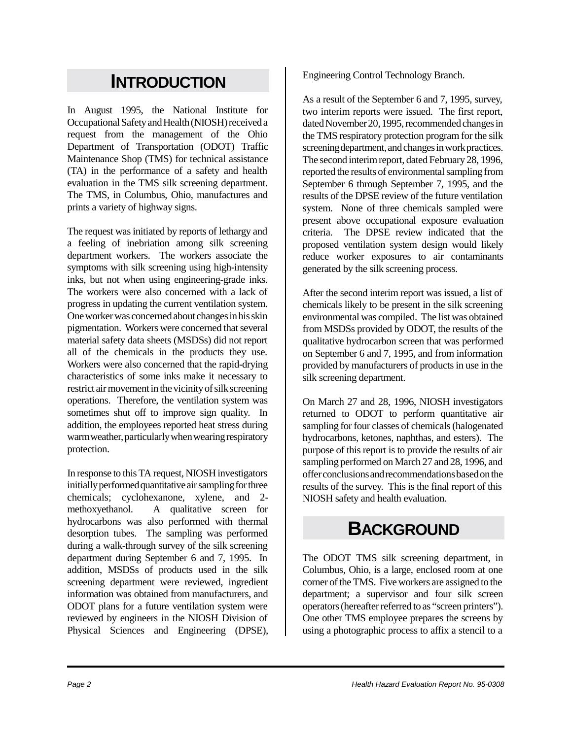# INTRODUCTION

In August 1995, the National Institute for Occupational Safety and Health (NIOSH) received a request from the management of the Ohio Department of Transportation (ODOT) Traffic Maintenance Shop (TMS) for technical assistance (TA) in the performance of a safety and health evaluation in the TMS silk screening department. The TMS, in Columbus, Ohio, manufactures and prints a variety of highway signs.

The request was initiated by reports of lethargy and a feeling of inebriation among silk screening department workers. The workers associate the symptoms with silk screening using high-intensity inks, but not when using engineering-grade inks. The workers were also concerned with a lack of progress in updating the current ventilation system. One worker was concerned about changes in his skin pigmentation. Workers were concerned that several material safety data sheets (MSDSs) did not report all of the chemicals in the products they use. Workers were also concerned that the rapid-drying characteristics of some inks make it necessary to restrict air movement in the vicinity of silk screening operations. Therefore, the ventilation system was sometimes shut off to improve sign quality. In addition, the employees reported heat stress during warm weather, particularly when wearing respiratory protection.

In response to this TA request, NIOSH investigators initially performed quantitative air sampling for three chemicals; cyclohexanone, xylene, and 2-methoxyethanol. A qualitative screen for hydrocarbons was also performed with thermal desorption tubes. The sampling was performed during a walk-through survey of the silk screening department during September 6 and 7, 1995. In addition, MSDSs of products used in the silk screening department were reviewed, ingredient information was obtained from manufacturers, and ODOT plans for a future ventilation system were reviewed by engineers in the NIOSH Division of Physical Sciences and Engineering (DPSE), Engineering Control Technology Branch.

As a result of the September 6 and 7, 1995, survey, two interim reports were issued. The first report, dated November 20, 1995, recommended changes in the TMS respiratory protection program for the silk screening department, and changes in work practices. The second interim report, dated February 28, 1996, reported the results of environmental sampling from September 6 through September 7, 1995, and the results of the DPSE review of the future ventilation system. None of three chemicals sampled were present above occupational exposure evaluation criteria. The DPSE review indicated that the proposed ventilation system design would likely reduce worker exposures to air contaminants generated by the silk screening process.

After the second interim report was issued, a list of chemicals likely to be present in the silk screening environmental was compiled. The list was obtained from MSDSs provided by ODOT, the results of the qualitative hydrocarbon screen that was performed on September 6 and 7, 1995, and from information provided by manufacturers of products in use in the silk screening department.

On March 27 and 28, 1996, NIOSH investigators returned to ODOT to perform quantitative air sampling for four classes of chemicals (halogenated hydrocarbons, ketones, naphthas, and esters). The purpose of this report is to provide the results of air sampling performed on March 27 and 28, 1996, and offer conclusions and recommendations based on the results of the survey. This is the final report of this NIOSH safety and health evaluation.

# BACKGROUND

The ODOT TMS silk screening department, in Columbus, Ohio, is a large, enclosed room at one corner of the TMS. Five workers are assigned to the department; a supervisor and four silk screen operators (hereafter referred to as "screen printers"). One other TMS employee prepares the screens by using a photographic process to affix a stencil to a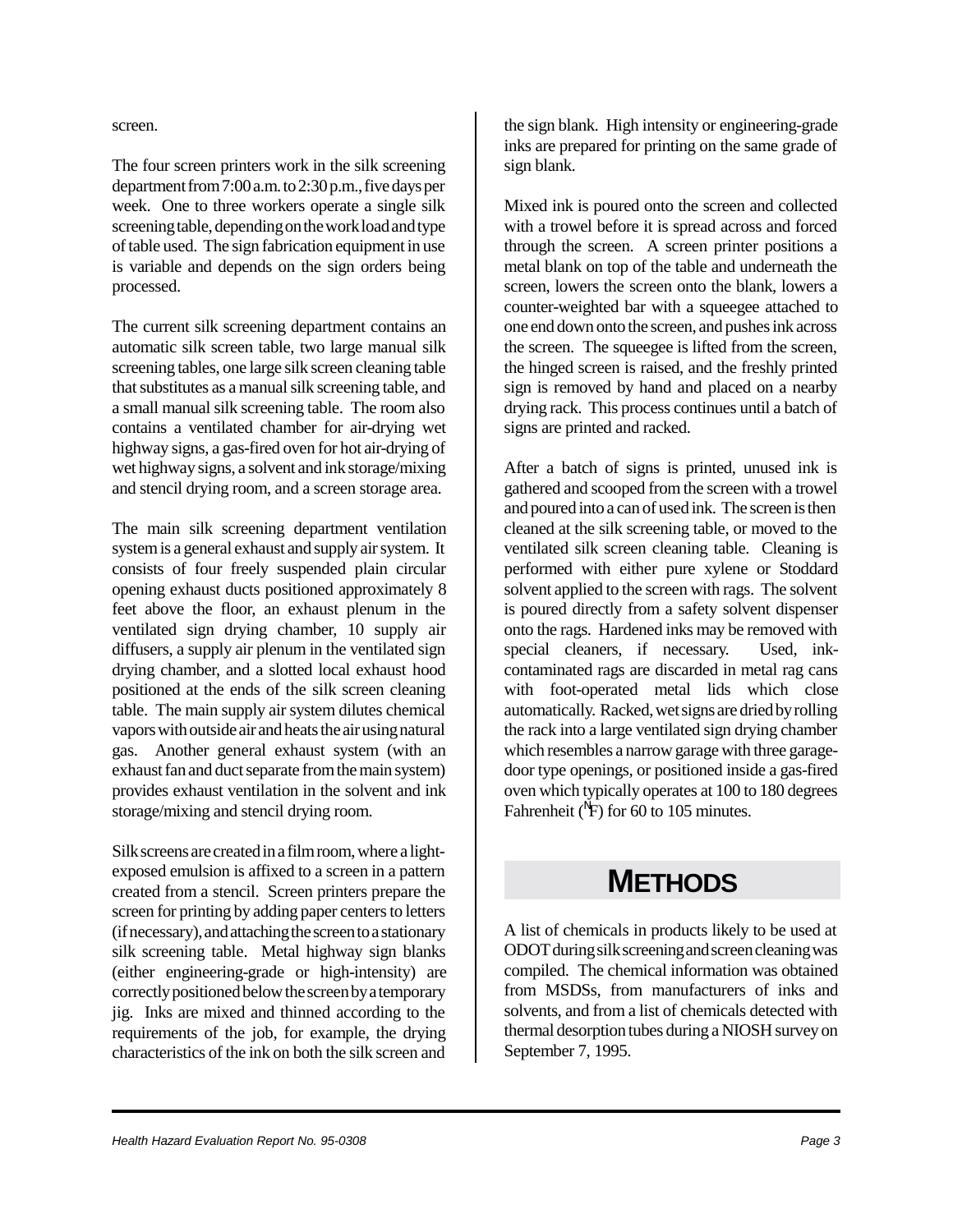screen.

The four screen printers work in the silk screening department from 7:00 a.m. to 2:30 p.m., five days per week. One to three workers operate a single silk screening table, depending on the workload and type of table used. The sign fabrication equipment in use is variable and depends on the sign orders being processed.

The current silk screening department contains an automatic silk screen table, two large manual silk screening tables, one large silk screen cleaning table that substitutes as a manual silk screening table, and a small manual silk screening table. The room also contains a ventilated chamber for air-drying wet highway signs, a gas-fired oven for hot air-drying of wet highway signs, a solvent and ink storage/mixing and stencil drying room, and a screen storage area.

The main silk screening department ventilation system is a general exhaust and supply air system. It consists of four freely suspended plain circular opening exhaust ducts positioned approximately 8 feet above the floor, an exhaust plenum in the ventilated sign drying chamber, 10 supply air diffusers, a supply air plenum in the ventilated sign drying chamber, and a slotted local exhaust hood positioned at the ends of the silk screen cleaning table. The main supply air system dilutes chemical vapors with outside air and heats the air using natural gas. Another general exhaust system (with an exhaust fan and duct separate from the main system) provides exhaust ventilation in the solvent and ink storage/mixing and stencil drying room.

Silk screens are created in a film room, where a light-exposed emulsion is affixed to a screen in a pattern created from a stencil. Screen printers prepare the screen for printing by adding paper centers to letters (if necessary), and attaching the screen to a stationary silk screening table. Metal highway sign blanks (either engineering-grade or high-intensity) are correctly positioned below the screen by a temporary jig. Inks are mixed and thinned according to the requirements of the job, for example, the drying characteristics of the ink on both the silk screen and the sign blank. High intensity or engineering-grade inks are prepared for printing on the same grade of sign blank.

Mixed ink is poured onto the screen and collected with a trowel before it is spread across and forced through the screen. A screen printer positions a metal blank on top of the table and underneath the screen, lowers the screen onto the blank, lowers a counter-weighted bar with a squeegee attached to one end down onto the screen, and pushes ink across the screen. The squeegee is lifted from the screen, the hinged screen is raised, and the freshly printed sign is removed by hand and placed on a nearby drying rack. This process continues until a batch of signs are printed and racked.

After a batch of signs is printed, unused ink is gathered and scooped from the screen with a trowel and poured into a can of used ink. The screen is then cleaned at the silk screening table, or moved to the ventilated silk screen cleaning table. Cleaning is performed with either pure xylene or Stoddard solvent applied to the screen with rags. The solvent is poured directly from a safety solvent dispenser onto the rags. Hardened inks may be removed with special cleaners, if necessary. Used, ink-contaminated rags are discarded in metal rag cans with foot-operated metal lids which close automatically. Racked, wet signs are dried by rolling the rack into a large ventilated sign drying chamber which resembles a narrow garage with three garage-door type openings, or positioned inside a gas-fired oven which typically operates at 100 to 180 degrees Fahrenheit (°F) for 60 to 105 minutes.

# METHODS

A list of chemicals in products likely to be used at ODOT during silk screening and screen cleaning was compiled. The chemical information was obtained from MSDSs, from manufacturers of inks and solvents, and from a list of chemicals detected with thermal desorption tubes during a NIOSH survey on September 7, 1995.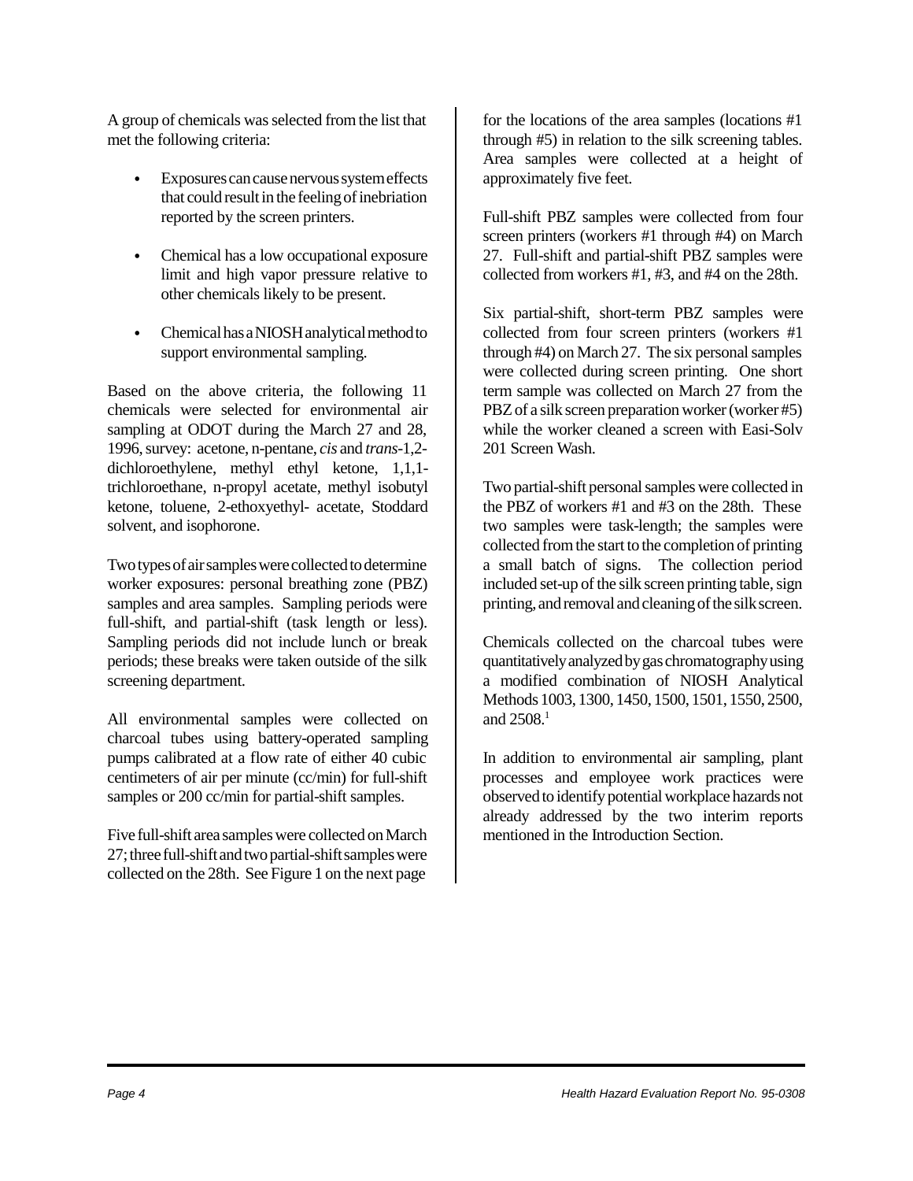A group of chemicals was selected from the list that met the following criteria:

- Exposures can cause nervous system effects that could result in the feeling of inebriation reported by the screen printers.
- Chemical has a low occupational exposure limit and high vapor pressure relative to other chemicals likely to be present.
- Chemical has a NIOSH analytical method to support environmental sampling.

Based on the above criteria, the following 11 chemicals were selected for environmental air sampling at ODOT during the March 27 and 28, 1996, survey: acetone, n-pentane, *cis* and *trans*-1,2-dichloroethylene, methyl ethyl ketone, 1,1,1-trichloroethane, n-propyl acetate, methyl isobutyl ketone, toluene, 2-ethoxyethyl- acetate, Stoddard solvent, and isophorone.

Two types of air samples were collected to determine worker exposures: personal breathing zone (PBZ) samples and area samples. Sampling periods were full-shift, and partial-shift (task length or less). Sampling periods did not include lunch or break periods; these breaks were taken outside of the silk screening department.

All environmental samples were collected on charcoal tubes using battery-operated sampling pumps calibrated at a flow rate of either 40 cubic centimeters of air per minute (cc/min) for full-shift samples or 200 cc/min for partial-shift samples.

Five full-shift area samples were collected on March 27; three full-shift and two partial-shift samples were collected on the 28th. See Figure 1 on the next page for the locations of the area samples (locations #1 through #5) in relation to the silk screening tables. Area samples were collected at a height of approximately five feet.

Full-shift PBZ samples were collected from four screen printers (workers #1 through #4) on March 27. Full-shift and partial-shift PBZ samples were collected from workers #1, #3, and #4 on the 28th.

Six partial-shift, short-term PBZ samples were collected from four screen printers (workers #1 through #4) on March 27. The six personal samples were collected during screen printing. One short term sample was collected on March 27 from the PBZ of a silk screen preparation worker (worker #5) while the worker cleaned a screen with Easi-Solv 201 Screen Wash.

Two partial-shift personal samples were collected in the PBZ of workers #1 and #3 on the 28th. These two samples were task-length; the samples were collected from the start to the completion of printing a small batch of signs. The collection period included set-up of the silk screen printing table, sign printing, and removal and cleaning of the silk screen.

Chemicals collected on the charcoal tubes were quantitatively analyzed by gas chromatography using a modified combination of NIOSH Analytical Methods 1003, 1300, 1450, 1500, 1501, 1550, 2500, and 2508.[1]

In addition to environmental air sampling, plant processes and employee work practices were observed to identify potential workplace hazards not already addressed by the two interim reports mentioned in the Introduction Section.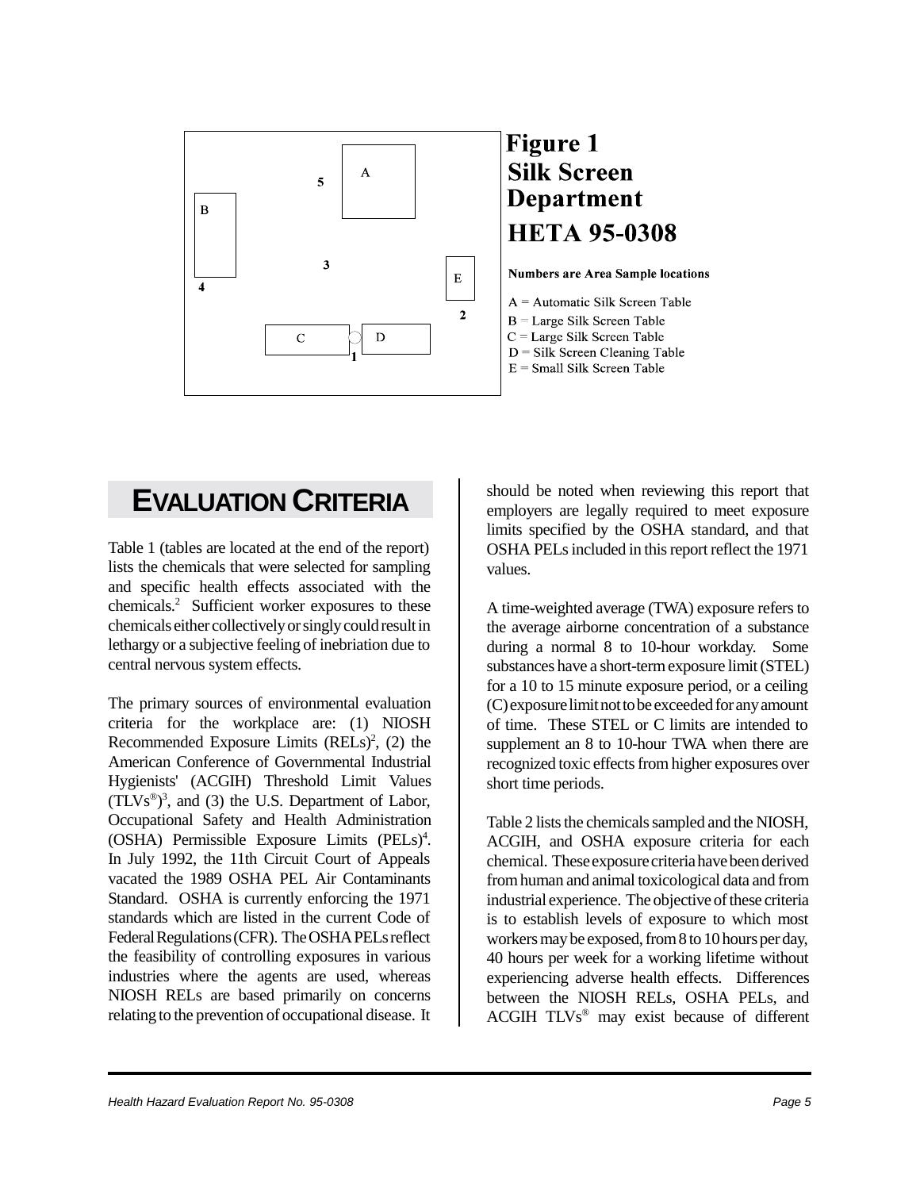**Figure 1**
**Silk Screen Department**
**HETA 95-0308**

**Numbers are Area Sample locations**

A = Automatic Silk Screen Table
B = Large Silk Screen Table
C = Large Silk Screen Table
D = Silk Screen Cleaning Table
E = Small Silk Screen Table

## EVALUATION CRITERIA

Table 1 (tables are located at the end of the report) lists the chemicals that were selected for sampling and specific health effects associated with the chemicals.[2] Sufficient worker exposures to these chemicals either collectively or singly could result in lethargy or a subjective feeling of inebriation due to central nervous system effects.

The primary sources of environmental evaluation criteria for the workplace are: (1) NIOSH Recommended Exposure Limits (RELs)[2], (2) the American Conference of Governmental Industrial Hygienists' (ACGIH) Threshold Limit Values (TLVs®)[3], and (3) the U.S. Department of Labor, Occupational Safety and Health Administration (OSHA) Permissible Exposure Limits (PELs)[4]. In July 1992, the 11th Circuit Court of Appeals vacated the 1989 OSHA PEL Air Contaminants Standard. OSHA is currently enforcing the 1971 standards which are listed in the current Code of Federal Regulations (CFR). The OSHA PELs reflect the feasibility of controlling exposures in various industries where the agents are used, whereas NIOSH RELs are based primarily on concerns relating to the prevention of occupational disease. It should be noted when reviewing this report that employers are legally required to meet exposure limits specified by the OSHA standard, and that OSHA PELs included in this report reflect the 1971 values.

A time-weighted average (TWA) exposure refers to the average airborne concentration of a substance during a normal 8 to 10-hour workday. Some substances have a short-term exposure limit (STEL) for a 10 to 15 minute exposure period, or a ceiling (C) exposure limit not to be exceeded for any amount of time. These STEL or C limits are intended to supplement an 8 to 10-hour TWA when there are recognized toxic effects from higher exposures over short time periods.

Table 2 lists the chemicals sampled and the NIOSH, ACGIH, and OSHA exposure criteria for each chemical. These exposure criteria have been derived from human and animal toxicological data and from industrial experience. The objective of these criteria is to establish levels of exposure to which most workers may be exposed, from 8 to 10 hours per day, 40 hours per week for a working lifetime without experiencing adverse health effects. Differences between the NIOSH RELs, OSHA PELs, and ACGIH TLVs® may exist because of different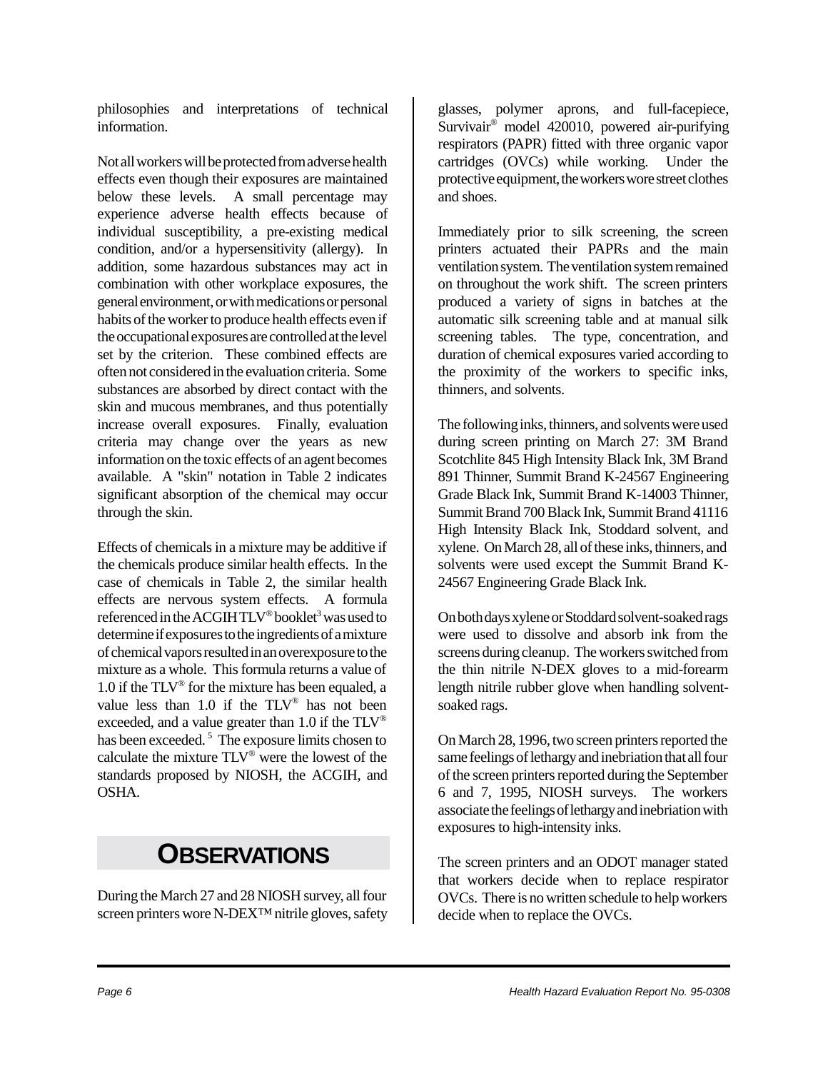philosophies and interpretations of technical information.

Not all workers will be protected from adverse health effects even though their exposures are maintained below these levels. A small percentage may experience adverse health effects because of individual susceptibility, a pre-existing medical condition, and/or a hypersensitivity (allergy). In addition, some hazardous substances may act in combination with other workplace exposures, the general environment, or with medications or personal habits of the worker to produce health effects even if the occupational exposures are controlled at the level set by the criterion. These combined effects are often not considered in the evaluation criteria. Some substances are absorbed by direct contact with the skin and mucous membranes, and thus potentially increase overall exposures. Finally, evaluation criteria may change over the years as new information on the toxic effects of an agent becomes available. A "skin" notation in Table 2 indicates significant absorption of the chemical may occur through the skin.

Effects of chemicals in a mixture may be additive if the chemicals produce similar health effects. In the case of chemicals in Table 2, the similar health effects are nervous system effects. A formula referenced in the ACGIH TLV® booklet[3] was used to determine if exposures to the ingredients of a mixture of chemical vapors resulted in an overexposure to the mixture as a whole. This formula returns a value of 1.0 if the TLV® for the mixture has been equaled, a value less than 1.0 if the TLV® has not been exceeded, and a value greater than 1.0 if the TLV® has been exceeded.[5] The exposure limits chosen to calculate the mixture TLV® were the lowest of the standards proposed by NIOSH, the ACGIH, and OSHA.

## OBSERVATIONS

During the March 27 and 28 NIOSH survey, all four screen printers wore N-DEX™ nitrile gloves, safety glasses, polymer aprons, and full-facepiece, Survivair® model 420010, powered air-purifying respirators (PAPR) fitted with three organic vapor cartridges (OVCs) while working. Under the protective equipment, the workers wore street clothes and shoes.

Immediately prior to silk screening, the screen printers actuated their PAPRs and the main ventilation system. The ventilation system remained on throughout the work shift. The screen printers produced a variety of signs in batches at the automatic silk screening table and at manual silk screening tables. The type, concentration, and duration of chemical exposures varied according to the proximity of the workers to specific inks, thinners, and solvents.

The following inks, thinners, and solvents were used during screen printing on March 27: 3M Brand Scotchlite 845 High Intensity Black Ink, 3M Brand 891 Thinner, Summit Brand K-24567 Engineering Grade Black Ink, Summit Brand K-14003 Thinner, Summit Brand 700 Black Ink, Summit Brand 41116 High Intensity Black Ink, Stoddard solvent, and xylene. On March 28, all of these inks, thinners, and solvents were used except the Summit Brand K-24567 Engineering Grade Black Ink.

On both days xylene or Stoddard solvent-soaked rags were used to dissolve and absorb ink from the screens during cleanup. The workers switched from the thin nitrile N-DEX gloves to a mid-forearm length nitrile rubber glove when handling solvent-soaked rags.

On March 28, 1996, two screen printers reported the same feelings of lethargy and inebriation that all four of the screen printers reported during the September 6 and 7, 1995, NIOSH surveys. The workers associate the feelings of lethargy and inebriation with exposures to high-intensity inks.

The screen printers and an ODOT manager stated that workers decide when to replace respirator OVCs. There is no written schedule to help workers decide when to replace the OVCs.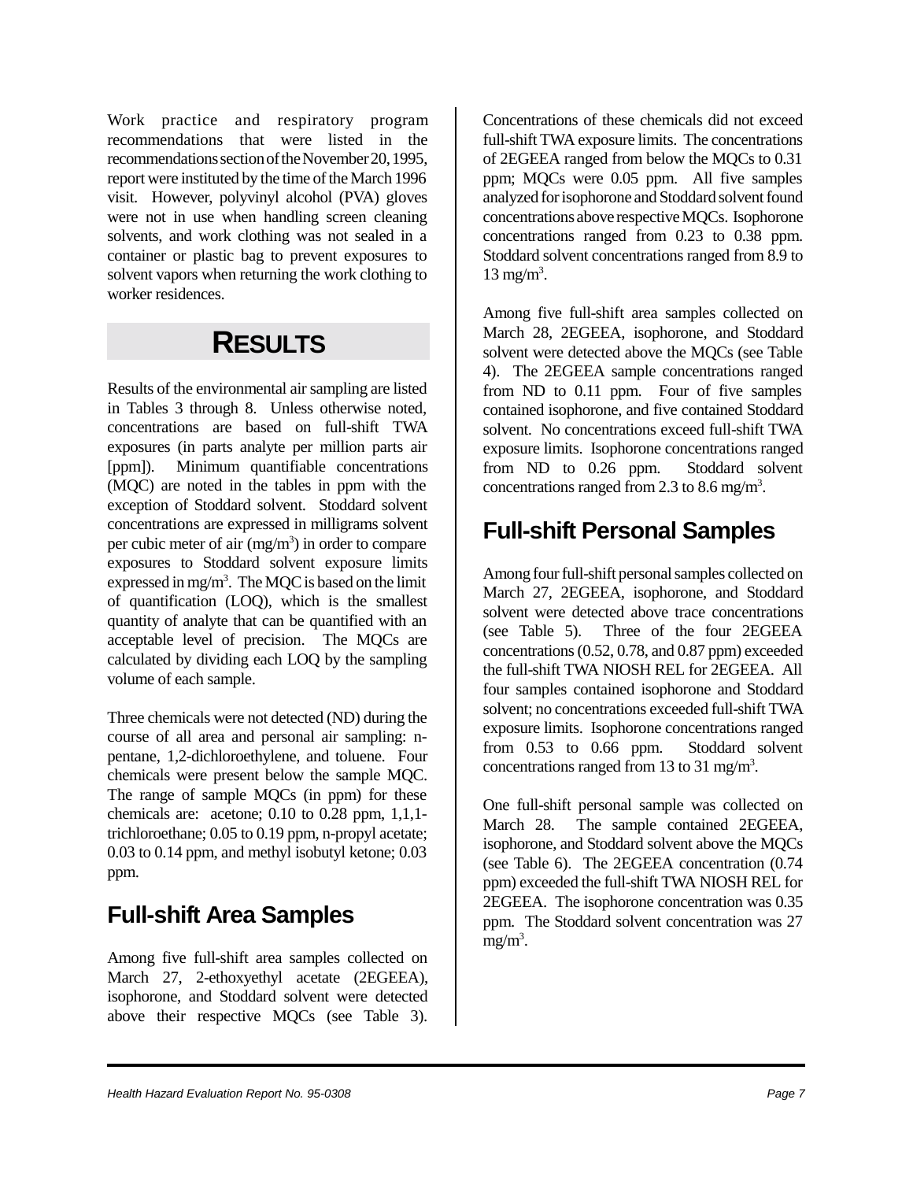Work practice and respiratory program recommendations that were listed in the recommendations section of the November 20, 1995, report were instituted by the time of the March 1996 visit. However, polyvinyl alcohol (PVA) gloves were not in use when handling screen cleaning solvents, and work clothing was not sealed in a container or plastic bag to prevent exposures to solvent vapors when returning the work clothing to worker residences.

# RESULTS

Results of the environmental air sampling are listed in Tables 3 through 8. Unless otherwise noted, concentrations are based on full-shift TWA exposures (in parts analyte per million parts air [ppm]). Minimum quantifiable concentrations (MQC) are noted in the tables in ppm with the exception of Stoddard solvent. Stoddard solvent concentrations are expressed in milligrams solvent per cubic meter of air ($mg/m^3$) in order to compare exposures to Stoddard solvent exposure limits expressed in $mg/m^3$. The MQC is based on the limit of quantification (LOQ), which is the smallest quantity of analyte that can be quantified with an acceptable level of precision. The MQCs are calculated by dividing each LOQ by the sampling volume of each sample.

Three chemicals were not detected (ND) during the course of all area and personal air sampling: n-pentane, 1,2-dichloroethylene, and toluene. Four chemicals were present below the sample MQC. The range of sample MQCs (in ppm) for these chemicals are: acetone; 0.10 to 0.28 ppm, 1,1,1-trichloroethane; 0.05 to 0.19 ppm, n-propyl acetate; 0.03 to 0.14 ppm, and methyl isobutyl ketone; 0.03 ppm.

## Full-shift Area Samples

Among five full-shift area samples collected on March 27, 2-ethoxyethyl acetate (2EGEEA), isophorone, and Stoddard solvent were detected above their respective MQCs (see Table 3). Concentrations of these chemicals did not exceed full-shift TWA exposure limits. The concentrations of 2EGEEA ranged from below the MQCs to 0.31 ppm; MQCs were 0.05 ppm. All five samples analyzed for isophorone and Stoddard solvent found concentrations above respective MQCs. Isophorone concentrations ranged from 0.23 to 0.38 ppm. Stoddard solvent concentrations ranged from 8.9 to 13 $mg/m^3$.

Among five full-shift area samples collected on March 28, 2EGEEA, isophorone, and Stoddard solvent were detected above the MQCs (see Table 4). The 2EGEEA sample concentrations ranged from ND to 0.11 ppm. Four of five samples contained isophorone, and five contained Stoddard solvent. No concentrations exceed full-shift TWA exposure limits. Isophorone concentrations ranged from ND to 0.26 ppm. Stoddard solvent concentrations ranged from 2.3 to 8.6 $mg/m^3$.

## Full-shift Personal Samples

Among four full-shift personal samples collected on March 27, 2EGEEA, isophorone, and Stoddard solvent were detected above trace concentrations (see Table 5). Three of the four 2EGEEA concentrations (0.52, 0.78, and 0.87 ppm) exceeded the full-shift TWA NIOSH REL for 2EGEEA. All four samples contained isophorone and Stoddard solvent; no concentrations exceeded full-shift TWA exposure limits. Isophorone concentrations ranged from 0.53 to 0.66 ppm. Stoddard solvent concentrations ranged from 13 to 31 $mg/m^3$.

One full-shift personal sample was collected on March 28. The sample contained 2EGEEA, isophorone, and Stoddard solvent above the MQCs (see Table 6). The 2EGEEA concentration (0.74 ppm) exceeded the full-shift TWA NIOSH REL for 2EGEEA. The isophorone concentration was 0.35 ppm. The Stoddard solvent concentration was 27 $mg/m^3$.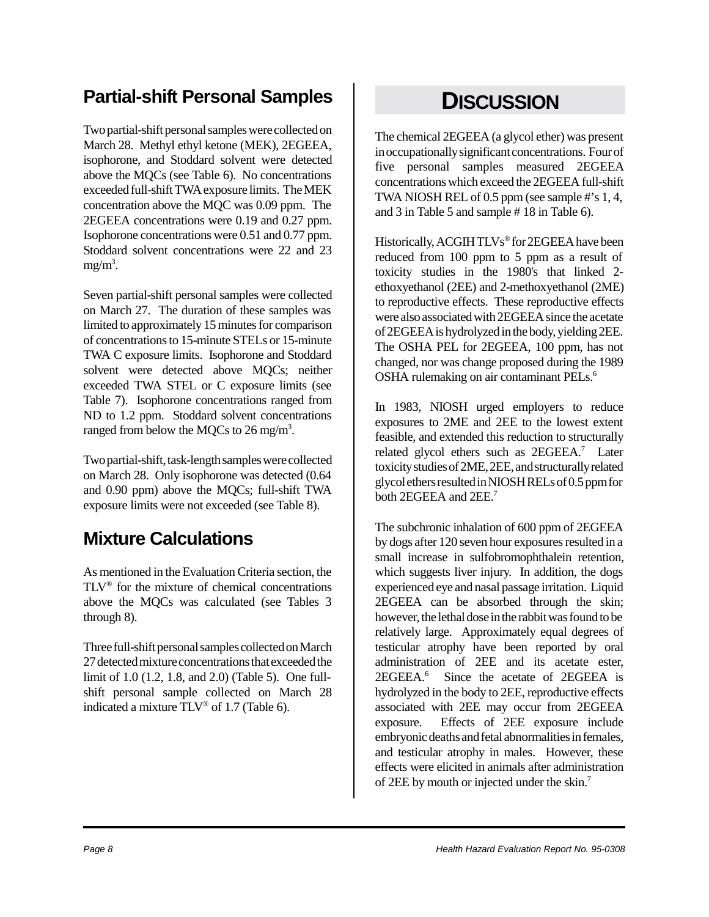## Partial-shift Personal Samples

Two partial-shift personal samples were collected on March 28. Methyl ethyl ketone (MEK), 2EGEEA, isophorone, and Stoddard solvent were detected above the MQCs (see Table 6). No concentrations exceeded full-shift TWA exposure limits. The MEK concentration above the MQC was 0.09 ppm. The 2EGEEA concentrations were 0.19 and 0.27 ppm. Isophorone concentrations were 0.51 and 0.77 ppm. Stoddard solvent concentrations were 22 and 23 $mg/m^3$.

Seven partial-shift personal samples were collected on March 27. The duration of these samples was limited to approximately 15 minutes for comparison of concentrations to 15-minute STELs or 15-minute TWA C exposure limits. Isophorone and Stoddard solvent were detected above MQCs; neither exceeded TWA STEL or C exposure limits (see Table 7). Isophorone concentrations ranged from ND to 1.2 ppm. Stoddard solvent concentrations ranged from below the MQCs to 26 $mg/m^3$.

Two partial-shift, task-length samples were collected on March 28. Only isophorone was detected (0.64 and 0.90 ppm) above the MQCs; full-shift TWA exposure limits were not exceeded (see Table 8).

## Mixture Calculations

As mentioned in the Evaluation Criteria section, the TLV® for the mixture of chemical concentrations above the MQCs was calculated (see Tables 3 through 8).

Three full-shift personal samples collected on March 27 detected mixture concentrations that exceeded the limit of 1.0 (1.2, 1.8, and 2.0) (Table 5). One full-shift personal sample collected on March 28 indicated a mixture TLV® of 1.7 (Table 6).

# DISCUSSION

The chemical 2EGEEA (a glycol ether) was present in occupationally significant concentrations. Four of five personal samples measured 2EGEEA concentrations which exceed the 2EGEEA full-shift TWA NIOSH REL of 0.5 ppm (see sample #'s 1, 4, and 3 in Table 5 and sample # 18 in Table 6).

Historically, ACGIH TLVs® for 2EGEEA have been reduced from 100 ppm to 5 ppm as a result of toxicity studies in the 1980's that linked 2-ethoxyethanol (2EE) and 2-methoxyethanol (2ME) to reproductive effects. These reproductive effects were also associated with 2EGEEA since the acetate of 2EGEEA is hydrolyzed in the body, yielding 2EE. The OSHA PEL for 2EGEEA, 100 ppm, has not changed, nor was change proposed during the 1989 OSHA rulemaking on air contaminant PELs.[6]

In 1983, NIOSH urged employers to reduce exposures to 2ME and 2EE to the lowest extent feasible, and extended this reduction to structurally related glycol ethers such as 2EGEEA.[7] Later toxicity studies of 2ME, 2EE, and structurally related glycol ethers resulted in NIOSH RELs of 0.5 ppm for both 2EGEEA and 2EE.[7]

The subchronic inhalation of 600 ppm of 2EGEEA by dogs after 120 seven hour exposures resulted in a small increase in sulfobromophthalein retention, which suggests liver injury. In addition, the dogs experienced eye and nasal passage irritation. Liquid 2EGEEA can be absorbed through the skin; however, the lethal dose in the rabbit was found to be relatively large. Approximately equal degrees of testicular atrophy have been reported by oral administration of 2EE and its acetate ester, 2EGEEA.[6] Since the acetate of 2EGEEA is hydrolyzed in the body to 2EE, reproductive effects associated with 2EE may occur from 2EGEEA exposure. Effects of 2EE exposure include embryonic deaths and fetal abnormalities in females, and testicular atrophy in males. However, these effects were elicited in animals after administration of 2EE by mouth or injected under the skin.[7]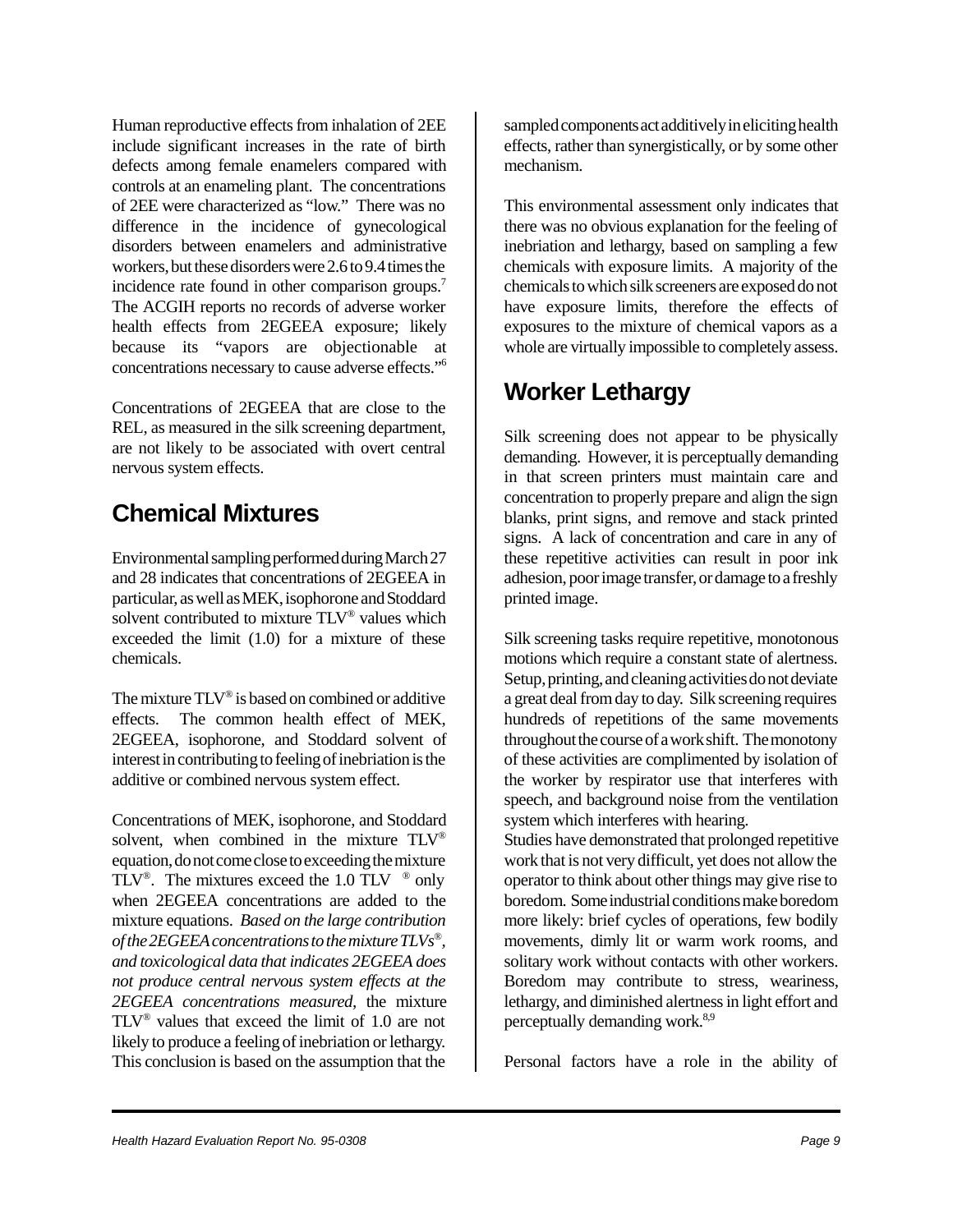Human reproductive effects from inhalation of 2EE include significant increases in the rate of birth defects among female enamelers compared with controls at an enameling plant. The concentrations of 2EE were characterized as "low." There was no difference in the incidence of gynecological disorders between enamelers and administrative workers, but these disorders were 2.6 to 9.4 times the incidence rate found in other comparison groups.[7] The ACGIH reports no records of adverse worker health effects from 2EGEEA exposure; likely because its "vapors are objectionable at concentrations necessary to cause adverse effects."[6]

Concentrations of 2EGEEA that are close to the REL, as measured in the silk screening department, are not likely to be associated with overt central nervous system effects.

## Chemical Mixtures

Environmental sampling performed during March 27 and 28 indicates that concentrations of 2EGEEA in particular, as well as MEK, isophorone and Stoddard solvent contributed to mixture TLV® values which exceeded the limit (1.0) for a mixture of these chemicals.

The mixture TLV® is based on combined or additive effects. The common health effect of MEK, 2EGEEA, isophorone, and Stoddard solvent of interest in contributing to feeling of inebriation is the additive or combined nervous system effect.

Concentrations of MEK, isophorone, and Stoddard solvent, when combined in the mixture TLV® equation, do not come close to exceeding the mixture TLV®. The mixtures exceed the 1.0 TLV® only when 2EGEEA concentrations are added to the mixture equations. *Based on the large contribution of the 2EGEEA concentrations to the mixture TLVs®, and toxicological data that indicates 2EGEEA does not produce central nervous system effects at the 2EGEEA concentrations measured,* the mixture TLV® values that exceed the limit of 1.0 are not likely to produce a feeling of inebriation or lethargy. This conclusion is based on the assumption that the sampled components act additively in eliciting health effects, rather than synergistically, or by some other mechanism.

This environmental assessment only indicates that there was no obvious explanation for the feeling of inebriation and lethargy, based on sampling a few chemicals with exposure limits. A majority of the chemicals to which silk screeners are exposed do not have exposure limits, therefore the effects of exposures to the mixture of chemical vapors as a whole are virtually impossible to completely assess.

## Worker Lethargy

Silk screening does not appear to be physically demanding. However, it is perceptually demanding in that screen printers must maintain care and concentration to properly prepare and align the sign blanks, print signs, and remove and stack printed signs. A lack of concentration and care in any of these repetitive activities can result in poor ink adhesion, poor image transfer, or damage to a freshly printed image.

Silk screening tasks require repetitive, monotonous motions which require a constant state of alertness. Setup, printing, and cleaning activities do not deviate a great deal from day to day. Silk screening requires hundreds of repetitions of the same movements throughout the course of a work shift. The monotony of these activities are complimented by isolation of the worker by respirator use that interferes with speech, and background noise from the ventilation system which interferes with hearing.

Studies have demonstrated that prolonged repetitive work that is not very difficult, yet does not allow the operator to think about other things may give rise to boredom. Some industrial conditions make boredom more likely: brief cycles of operations, few bodily movements, dimly lit or warm work rooms, and solitary work without contacts with other workers. Boredom may contribute to stress, weariness, lethargy, and diminished alertness in light effort and perceptually demanding work.[8,9]

Personal factors have a role in the ability of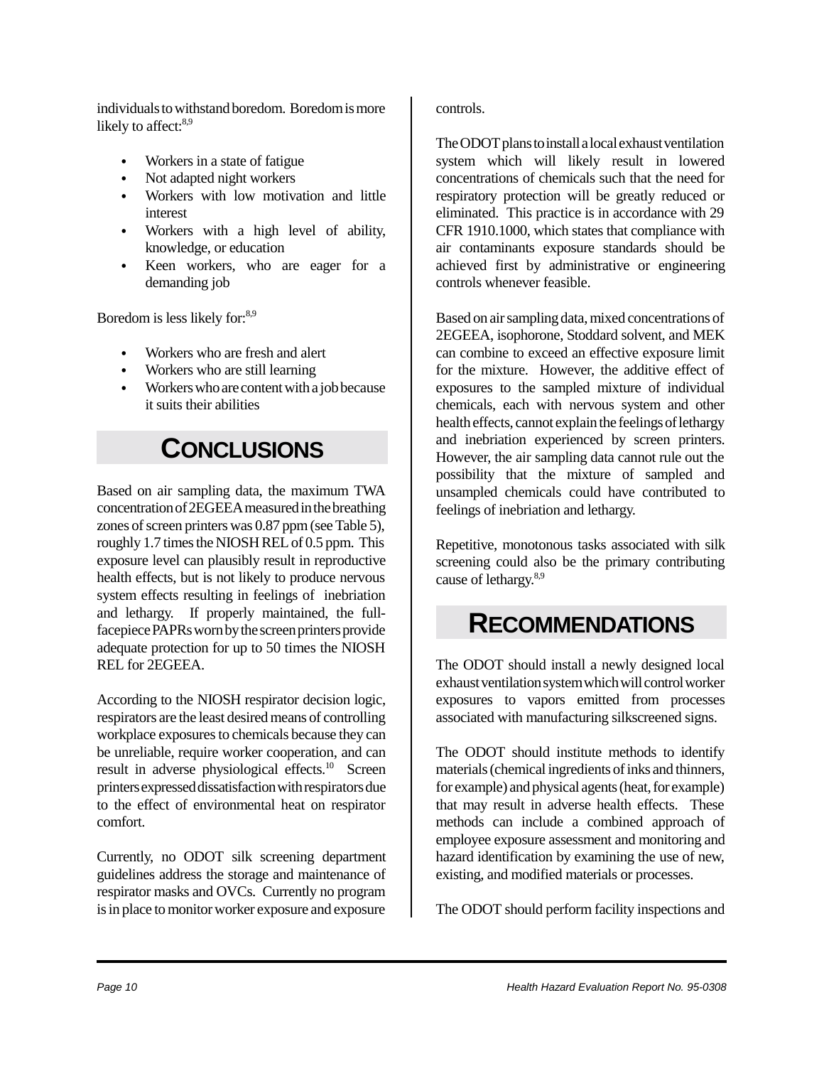individuals to withstand boredom. Boredom is more likely to affect:[8,9]

- Workers in a state of fatigue
- Not adapted night workers
- Workers with low motivation and little interest
- Workers with a high level of ability, knowledge, or education
- Keen workers, who are eager for a demanding job

Boredom is less likely for:[8,9]

- Workers who are fresh and alert
- Workers who are still learning
- Workers who are content with a job because it suits their abilities

# CONCLUSIONS

Based on air sampling data, the maximum TWA concentration of 2EGEEA measured in the breathing zones of screen printers was 0.87 ppm (see Table 5), roughly 1.7 times the NIOSH REL of 0.5 ppm. This exposure level can plausibly result in reproductive health effects, but is not likely to produce nervous system effects resulting in feelings of inebriation and lethargy. If properly maintained, the full-facepiece PAPRs worn by the screen printers provide adequate protection for up to 50 times the NIOSH REL for 2EGEEA.

According to the NIOSH respirator decision logic, respirators are the least desired means of controlling workplace exposures to chemicals because they can be unreliable, require worker cooperation, and can result in adverse physiological effects.[10] Screen printers expressed dissatisfaction with respirators due to the effect of environmental heat on respirator comfort.

Currently, no ODOT silk screening department guidelines address the storage and maintenance of respirator masks and OVCs. Currently no program is in place to monitor worker exposure and exposure controls.

The ODOT plans to install a local exhaust ventilation system which will likely result in lowered concentrations of chemicals such that the need for respiratory protection will be greatly reduced or eliminated. This practice is in accordance with 29 CFR 1910.1000, which states that compliance with air contaminants exposure standards should be achieved first by administrative or engineering controls whenever feasible.

Based on air sampling data, mixed concentrations of 2EGEEA, isophorone, Stoddard solvent, and MEK can combine to exceed an effective exposure limit for the mixture. However, the additive effect of exposures to the sampled mixture of individual chemicals, each with nervous system and other health effects, cannot explain the feelings of lethargy and inebriation experienced by screen printers. However, the air sampling data cannot rule out the possibility that the mixture of sampled and unsampled chemicals could have contributed to feelings of inebriation and lethargy.

Repetitive, monotonous tasks associated with silk screening could also be the primary contributing cause of lethargy.[8,9]

# RECOMMENDATIONS

The ODOT should install a newly designed local exhaust ventilation system which will control worker exposures to vapors emitted from processes associated with manufacturing silkscreened signs.

The ODOT should institute methods to identify materials (chemical ingredients of inks and thinners, for example) and physical agents (heat, for example) that may result in adverse health effects. These methods can include a combined approach of employee exposure assessment and monitoring and hazard identification by examining the use of new, existing, and modified materials or processes.

The ODOT should perform facility inspections and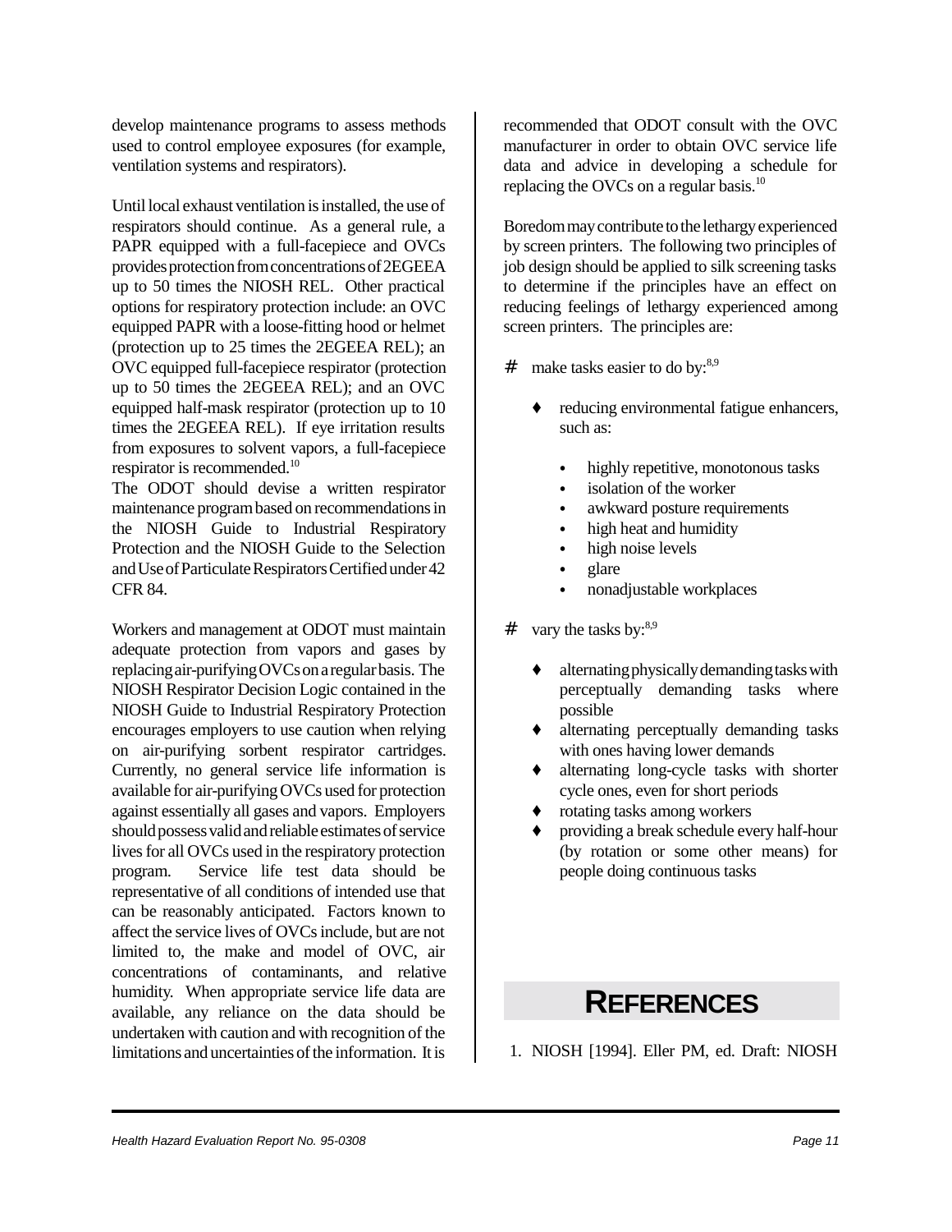develop maintenance programs to assess methods used to control employee exposures (for example, ventilation systems and respirators).

Until local exhaust ventilation is installed, the use of respirators should continue. As a general rule, a PAPR equipped with a full-facepiece and OVCs provides protection from concentrations of 2EGEEA up to 50 times the NIOSH REL. Other practical options for respiratory protection include: an OVC equipped PAPR with a loose-fitting hood or helmet (protection up to 25 times the 2EGEEA REL); an OVC equipped full-facepiece respirator (protection up to 50 times the 2EGEEA REL); and an OVC equipped half-mask respirator (protection up to 10 times the 2EGEEA REL). If eye irritation results from exposures to solvent vapors, a full-facepiece respirator is recommended.[10]
The ODOT should devise a written respirator maintenance program based on recommendations in the NIOSH Guide to Industrial Respiratory Protection and the NIOSH Guide to the Selection and Use of Particulate Respirators Certified under 42 CFR 84.

Workers and management at ODOT must maintain adequate protection from vapors and gases by replacing air-purifying OVCs on a regular basis. The NIOSH Respirator Decision Logic contained in the NIOSH Guide to Industrial Respiratory Protection encourages employers to use caution when relying on air-purifying sorbent respirator cartridges. Currently, no general service life information is available for air-purifying OVCs used for protection against essentially all gases and vapors. Employers should possess valid and reliable estimates of service lives for all OVCs used in the respiratory protection program. Service life test data should be representative of all conditions of intended use that can be reasonably anticipated. Factors known to affect the service lives of OVCs include, but are not limited to, the make and model of OVC, air concentrations of contaminants, and relative humidity. When appropriate service life data are available, any reliance on the data should be undertaken with caution and with recognition of the limitations and uncertainties of the information. It is recommended that ODOT consult with the OVC manufacturer in order to obtain OVC service life data and advice in developing a schedule for replacing the OVCs on a regular basis.[10]

Boredom may contribute to the lethargy experienced by screen printers. The following two principles of job design should be applied to silk screening tasks to determine if the principles have an effect on reducing feelings of lethargy experienced among screen printers. The principles are:

- make tasks easier to do by:[8,9]
  - reducing environmental fatigue enhancers, such as:
    - highly repetitive, monotonous tasks
    - isolation of the worker
    - awkward posture requirements
    - high heat and humidity
    - high noise levels
    - glare
    - nonadjustable workplaces
- vary the tasks by:[8,9]
  - alternating physically demanding tasks with perceptually demanding tasks where possible
  - alternating perceptually demanding tasks with ones having lower demands
  - alternating long-cycle tasks with shorter cycle ones, even for short periods
  - rotating tasks among workers
  - providing a break schedule every half-hour (by rotation or some other means) for people doing continuous tasks

## REFERENCES

1. NIOSH [1994]. Eller PM, ed. Draft: NIOSH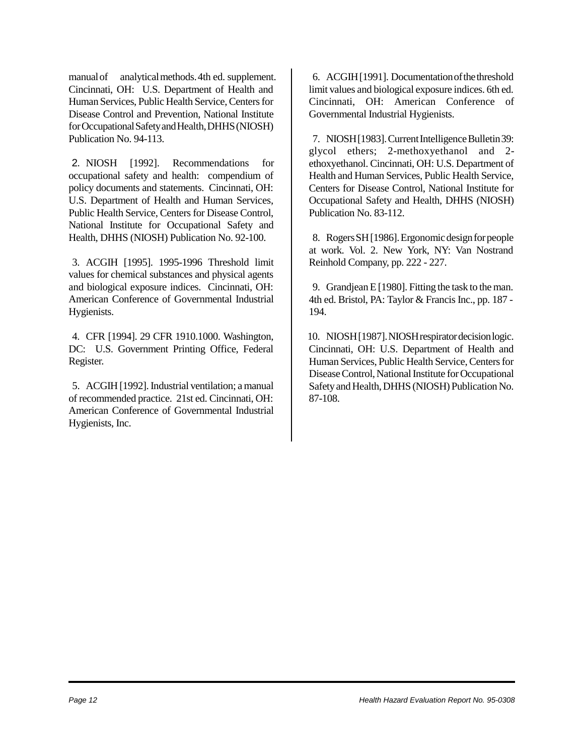manual of analytical methods. 4th ed. supplement. Cincinnati, OH: U.S. Department of Health and Human Services, Public Health Service, Centers for Disease Control and Prevention, National Institute for Occupational Safety and Health, DHHS (NIOSH) Publication No. 94-113.

2. NIOSH [1992]. Recommendations for occupational safety and health: compendium of policy documents and statements. Cincinnati, OH: U.S. Department of Health and Human Services, Public Health Service, Centers for Disease Control, National Institute for Occupational Safety and Health, DHHS (NIOSH) Publication No. 92-100.

3. ACGIH [1995]. 1995-1996 Threshold limit values for chemical substances and physical agents and biological exposure indices. Cincinnati, OH: American Conference of Governmental Industrial Hygienists.

4. CFR [1994]. 29 CFR 1910.1000. Washington, DC: U.S. Government Printing Office, Federal Register.

5. ACGIH [1992]. Industrial ventilation; a manual of recommended practice. 21st ed. Cincinnati, OH: American Conference of Governmental Industrial Hygienists, Inc.

6. ACGIH [1991]. Documentation of the threshold limit values and biological exposure indices. 6th ed. Cincinnati, OH: American Conference of Governmental Industrial Hygienists.

7. NIOSH [1983]. Current Intelligence Bulletin 39: glycol ethers; 2-methoxyethanol and 2-ethoxyethanol. Cincinnati, OH: U.S. Department of Health and Human Services, Public Health Service, Centers for Disease Control, National Institute for Occupational Safety and Health, DHHS (NIOSH) Publication No. 83-112.

8. Rogers SH [1986]. Ergonomic design for people at work. Vol. 2. New York, NY: Van Nostrand Reinhold Company, pp. 222 - 227.

9. Grandjean E [1980]. Fitting the task to the man. 4th ed. Bristol, PA: Taylor & Francis Inc., pp. 187 - 194.

10. NIOSH [1987]. NIOSH respirator decision logic. Cincinnati, OH: U.S. Department of Health and Human Services, Public Health Service, Centers for Disease Control, National Institute for Occupational Safety and Health, DHHS (NIOSH) Publication No. 87-108.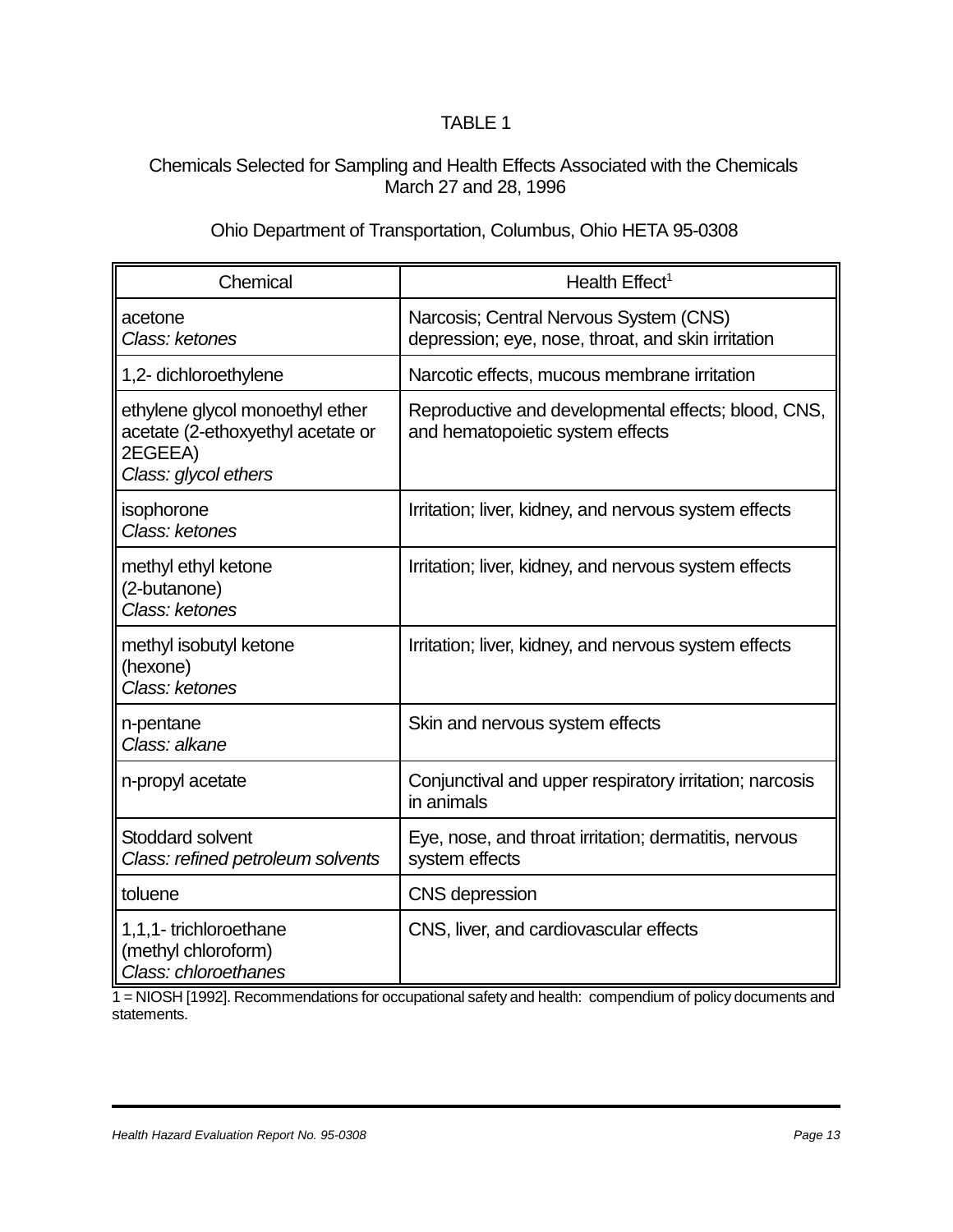TABLE 1

Chemicals Selected for Sampling and Health Effects Associated with the Chemicals
March 27 and 28, 1996

Ohio Department of Transportation, Columbus, Ohio HETA 95-0308

| Chemical | Health Effect[1] |
|---|---|
| acetone<br>*Class: ketones* | Narcosis; Central Nervous System (CNS) depression; eye, nose, throat, and skin irritation |
| 1,2- dichloroethylene | Narcotic effects, mucous membrane irritation |
| ethylene glycol monoethyl ether acetate (2-ethoxyethyl acetate or 2EGEEA)<br>*Class: glycol ethers* | Reproductive and developmental effects; blood, CNS, and hematopoietic system effects |
| isophorone<br>*Class: ketones* | Irritation; liver, kidney, and nervous system effects |
| methyl ethyl ketone (2-butanone)<br>*Class: ketones* | Irritation; liver, kidney, and nervous system effects |
| methyl isobutyl ketone (hexone)<br>*Class: ketones* | Irritation; liver, kidney, and nervous system effects |
| n-pentane<br>*Class: alkane* | Skin and nervous system effects |
| n-propyl acetate | Conjunctival and upper respiratory irritation; narcosis in animals |
| Stoddard solvent<br>*Class: refined petroleum solvents* | Eye, nose, and throat irritation; dermatitis, nervous system effects |
| toluene | CNS depression |
| 1,1,1- trichloroethane (methyl chloroform)<br>*Class: chloroethanes* | CNS, liver, and cardiovascular effects |

1 = NIOSH [1992]. Recommendations for occupational safety and health: compendium of policy documents and statements.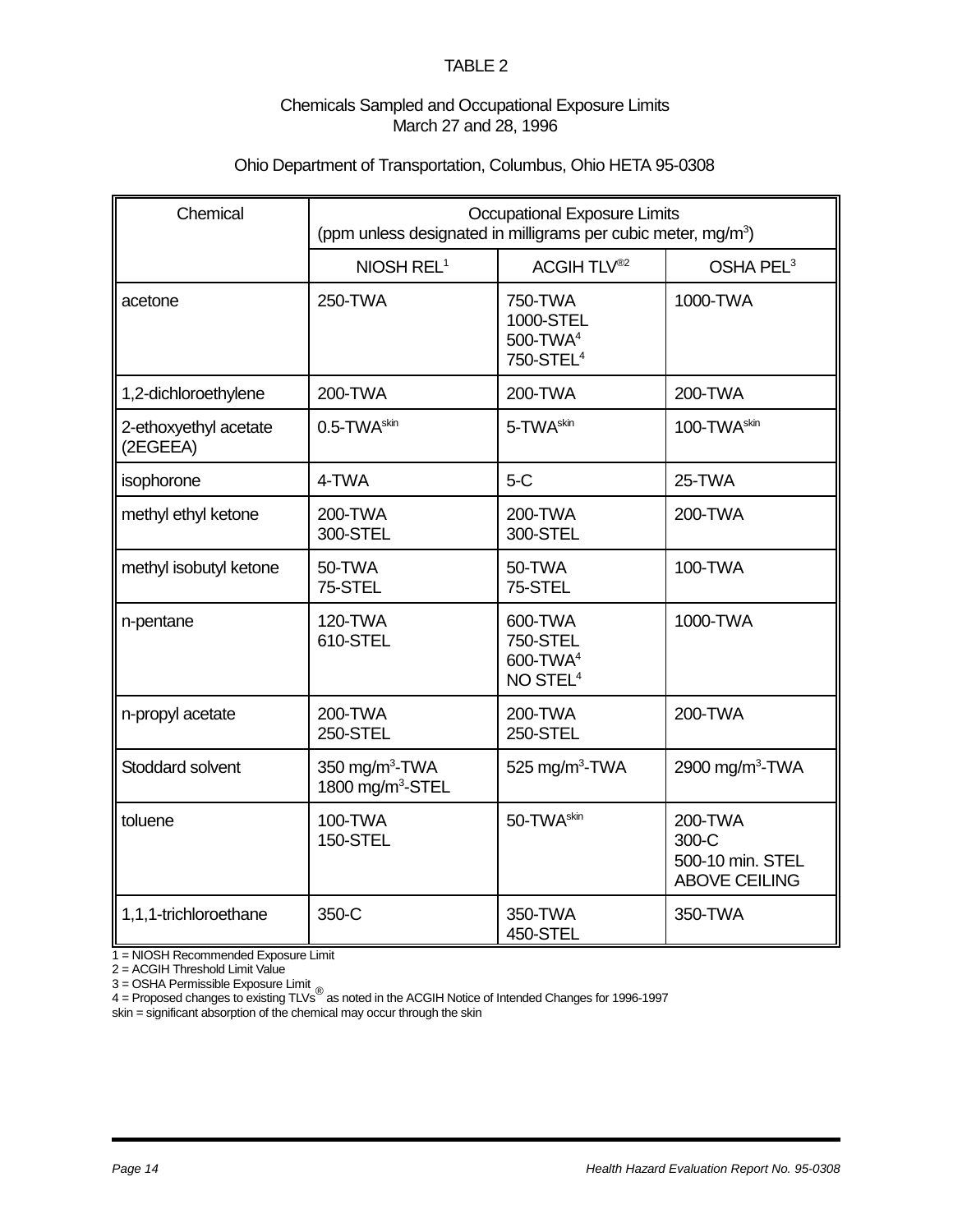TABLE 2

Chemicals Sampled and Occupational Exposure Limits
March 27 and 28, 1996

Ohio Department of Transportation, Columbus, Ohio HETA 95-0308

| Chemical | Occupational Exposure Limits (ppm unless designated in milligrams per cubic meter, $mg/m^3$) | | |
|---|---|---|---|
| | NIOSH REL[1] | ACGIH TLV®[2] | OSHA PEL[3] |
| acetone | 250-TWA | 750-TWA<br>1000-STEL<br>500-TWA[4]<br>750-STEL[4] | 1000-TWA |
| 1,2-dichloroethylene | 200-TWA | 200-TWA | 200-TWA |
| 2-ethoxyethyl acetate (2EGEEA) | 0.5-TWA[skin] | 5-TWA[skin] | 100-TWA[skin] |
| isophorone | 4-TWA | 5-C | 25-TWA |
| methyl ethyl ketone | 200-TWA<br>300-STEL | 200-TWA<br>300-STEL | 200-TWA |
| methyl isobutyl ketone | 50-TWA<br>75-STEL | 50-TWA<br>75-STEL | 100-TWA |
| n-pentane | 120-TWA<br>610-STEL | 600-TWA<br>750-STEL<br>600-TWA[4]<br>NO STEL[4] | 1000-TWA |
| n-propyl acetate | 200-TWA<br>250-STEL | 200-TWA<br>250-STEL | 200-TWA |
| Stoddard solvent | 350 $mg/m^3$-TWA<br>1800 $mg/m^3$-STEL | 525 $mg/m^3$-TWA | 2900 $mg/m^3$-TWA |
| toluene | 100-TWA<br>150-STEL | 50-TWA[skin] | 200-TWA<br>300-C<br>500-10 min. STEL ABOVE CEILING |
| 1,1,1-trichloroethane | 350-C | 350-TWA<br>450-STEL | 350-TWA |

1 = NIOSH Recommended Exposure Limit
2 = ACGIH Threshold Limit Value
3 = OSHA Permissible Exposure Limit
4 = Proposed changes to existing TLVs® as noted in the ACGIH Notice of Intended Changes for 1996-1997
skin = significant absorption of the chemical may occur through the skin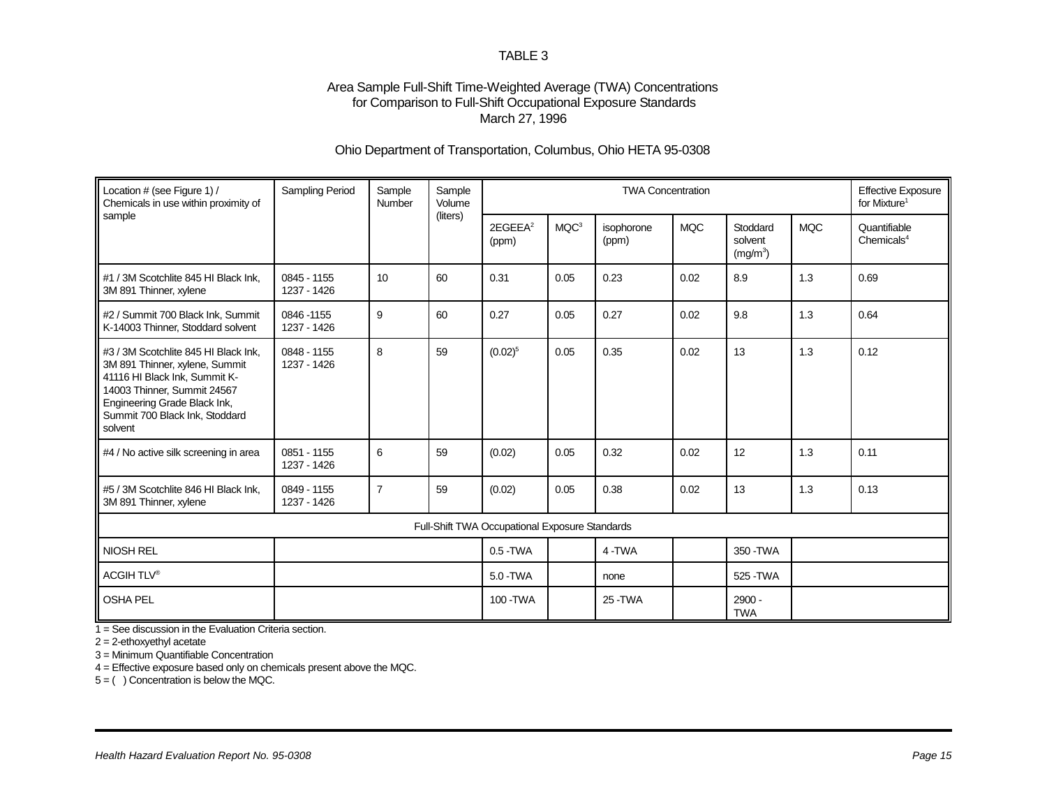TABLE 3

Area Sample Full-Shift Time-Weighted Average (TWA) Concentrations
for Comparison to Full-Shift Occupational Exposure Standards
March 27, 1996

Ohio Department of Transportation, Columbus, Ohio HETA 95-0308

| Location # (see Figure 1) / Chemicals in use within proximity of sample | Sampling Period | Sample Number | Sample Volume (liters) | TWA Concentration | | | | | | Effective Exposure for Mixture[1] |
|---|---|---|---|---|---|---|---|---|---|---|
| | | | | 2EGEEA[2] (ppm) | MQC[3] | isophorone (ppm) | MQC | Stoddard solvent ($mg/m^3$) | MQC | Quantifiable Chemicals[4] |
| #1 / 3M Scotchlite 845 HI Black Ink, 3M 891 Thinner, xylene | 0845 - 1155 1237 - 1426 | 10 | 60 | 0.31 | 0.05 | 0.23 | 0.02 | 8.9 | 1.3 | 0.69 |
| #2 / Summit 700 Black Ink, Summit K-14003 Thinner, Stoddard solvent | 0846 -1155 1237 - 1426 | 9 | 60 | 0.27 | 0.05 | 0.27 | 0.02 | 9.8 | 1.3 | 0.64 |
| #3 / 3M Scotchlite 845 HI Black Ink, 3M 891 Thinner, xylene, Summit 41116 HI Black Ink, Summit K-14003 Thinner, Summit 24567 Engineering Grade Black Ink, Summit 700 Black Ink, Stoddard solvent | 0848 - 1155 1237 - 1426 | 8 | 59 | (0.02)[5] | 0.05 | 0.35 | 0.02 | 13 | 1.3 | 0.12 |
| #4 / No active silk screening in area | 0851 - 1155 1237 - 1426 | 6 | 59 | (0.02) | 0.05 | 0.32 | 0.02 | 12 | 1.3 | 0.11 |
| #5 / 3M Scotchlite 846 HI Black Ink, 3M 891 Thinner, xylene | 0849 - 1155 1237 - 1426 | 7 | 59 | (0.02) | 0.05 | 0.38 | 0.02 | 13 | 1.3 | 0.13 |
| Full-Shift TWA Occupational Exposure Standards | | | | | | | | | | |
| NIOSH REL | | | | 0.5 -TWA | | 4 -TWA | | 350 -TWA | | |
| ACGIH TLV® | | | | 5.0 -TWA | | none | | 525 -TWA | | |
| OSHA PEL | | | | 100 -TWA | | 25 -TWA | | 2900 -TWA | | |

1 = See discussion in the Evaluation Criteria section.
2 = 2-ethoxyethyl acetate
3 = Minimum Quantifiable Concentration
4 = Effective exposure based only on chemicals present above the MQC.
5 = ( ) Concentration is below the MQC.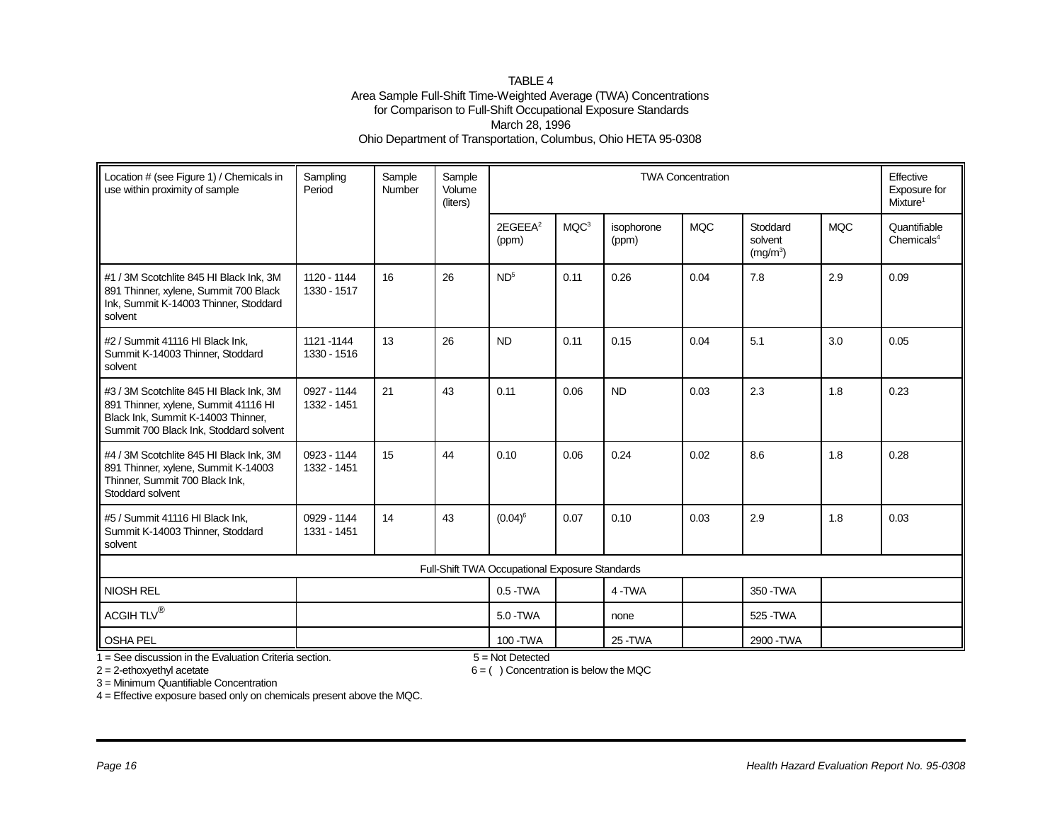TABLE 4
Area Sample Full-Shift Time-Weighted Average (TWA) Concentrations
for Comparison to Full-Shift Occupational Exposure Standards
March 28, 1996
Ohio Department of Transportation, Columbus, Ohio HETA 95-0308

| Location # (see Figure 1) / Chemicals in use within proximity of sample | Sampling Period | Sample Number | Sample Volume (liters) | TWA Concentration | | | | | | Effective Exposure for Mixture[1] |
|---|---|---|---|---|---|---|---|---|---|---|
| | | | | 2EGEEA[2] (ppm) | MQC[3] | isophorone (ppm) | MQC | Stoddard solvent ($mg/m^3$) | MQC | Quantifiable Chemicals[4] |
| #1 / 3M Scotchlite 845 HI Black Ink, 3M 891 Thinner, xylene, Summit 700 Black Ink, Summit K-14003 Thinner, Stoddard solvent | 1120 - 1144 1330 - 1517 | 16 | 26 | ND[5] | 0.11 | 0.26 | 0.04 | 7.8 | 2.9 | 0.09 |
| #2 / Summit 41116 HI Black Ink, Summit K-14003 Thinner, Stoddard solvent | 1121 -1144 1330 - 1516 | 13 | 26 | ND | 0.11 | 0.15 | 0.04 | 5.1 | 3.0 | 0.05 |
| #3 / 3M Scotchlite 845 HI Black Ink, 3M 891 Thinner, xylene, Summit 41116 HI Black Ink, Summit K-14003 Thinner, Summit 700 Black Ink, Stoddard solvent | 0927 - 1144 1332 - 1451 | 21 | 43 | 0.11 | 0.06 | ND | 0.03 | 2.3 | 1.8 | 0.23 |
| #4 / 3M Scotchlite 845 HI Black Ink, 3M 891 Thinner, xylene, Summit K-14003 Thinner, Summit 700 Black Ink, Stoddard solvent | 0923 - 1144 1332 - 1451 | 15 | 44 | 0.10 | 0.06 | 0.24 | 0.02 | 8.6 | 1.8 | 0.28 |
| #5 / Summit 41116 HI Black Ink, Summit K-14003 Thinner, Stoddard solvent | 0929 - 1144 1331 - 1451 | 14 | 43 | (0.04)[6] | 0.07 | 0.10 | 0.03 | 2.9 | 1.8 | 0.03 |
| Full-Shift TWA Occupational Exposure Standards | | | | | | | | | | |
| NIOSH REL | | | | 0.5 -TWA | | 4 -TWA | | 350 -TWA | | |
| ACGIH TLV® | | | | 5.0 -TWA | | none | | 525 -TWA | | |
| OSHA PEL | | | | 100 -TWA | | 25 -TWA | | 2900 -TWA | | |

1 = See discussion in the Evaluation Criteria section.
2 = 2-ethoxyethyl acetate
3 = Minimum Quantifiable Concentration
4 = Effective exposure based only on chemicals present above the MQC.
5 = Not Detected
6 = ( ) Concentration is below the MQC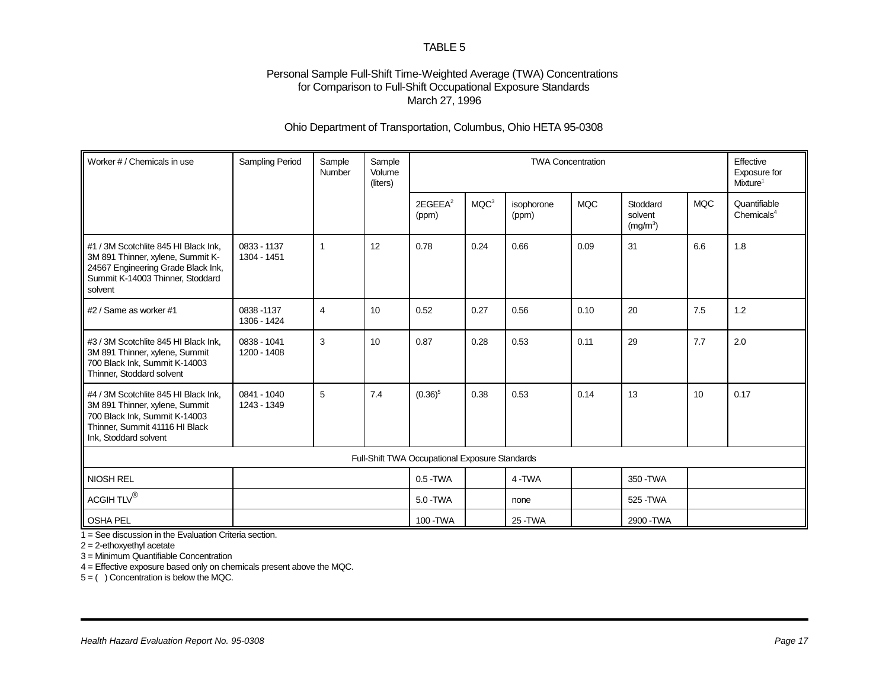TABLE 5

Personal Sample Full-Shift Time-Weighted Average (TWA) Concentrations for Comparison to Full-Shift Occupational Exposure Standards
March 27, 1996

Ohio Department of Transportation, Columbus, Ohio HETA 95-0308

| Worker # / Chemicals in use | Sampling Period | Sample Number | Sample Volume (liters) | TWA Concentration | | | | | | Effective Exposure for Mixture[1] |
|---|---|---|---|---|---|---|---|---|---|---|
| | | | | 2EGEEA[2] (ppm) | MQC[3] | isophorone (ppm) | MQC | Stoddard solvent (mg/m$^3$) | MQC | Quantifiable Chemicals[4] |
| #1 / 3M Scotchlite 845 HI Black Ink, 3M 891 Thinner, xylene, Summit K-24567 Engineering Grade Black Ink, Summit K-14003 Thinner, Stoddard solvent | 0833 - 1137<br>1304 - 1451 | 1 | 12 | 0.78 | 0.24 | 0.66 | 0.09 | 31 | 6.6 | 1.8 |
| #2 / Same as worker #1 | 0838 -1137<br>1306 - 1424 | 4 | 10 | 0.52 | 0.27 | 0.56 | 0.10 | 20 | 7.5 | 1.2 |
| #3 / 3M Scotchlite 845 HI Black Ink, 3M 891 Thinner, xylene, Summit 700 Black Ink, Summit K-14003 Thinner, Stoddard solvent | 0838 - 1041<br>1200 - 1408 | 3 | 10 | 0.87 | 0.28 | 0.53 | 0.11 | 29 | 7.7 | 2.0 |
| #4 / 3M Scotchlite 845 HI Black Ink, 3M 891 Thinner, xylene, Summit 700 Black Ink, Summit K-14003 Thinner, Summit 41116 HI Black Ink, Stoddard solvent | 0841 - 1040<br>1243 - 1349 | 5 | 7.4 | (0.36)[5] | 0.38 | 0.53 | 0.14 | 13 | 10 | 0.17 |
| Full-Shift TWA Occupational Exposure Standards | | | | | | | | | | |
| NIOSH REL | | | | 0.5 -TWA | | 4 -TWA | | 350 -TWA | | |
| ACGIH TLV® | | | | 5.0 -TWA | | none | | 525 -TWA | | |
| OSHA PEL | | | | 100 -TWA | | 25 -TWA | | 2900 -TWA | | |

1 = See discussion in the Evaluation Criteria section.
2 = 2-ethoxyethyl acetate
3 = Minimum Quantifiable Concentration
4 = Effective exposure based only on chemicals present above the MQC.
5 = ( ) Concentration is below the MQC.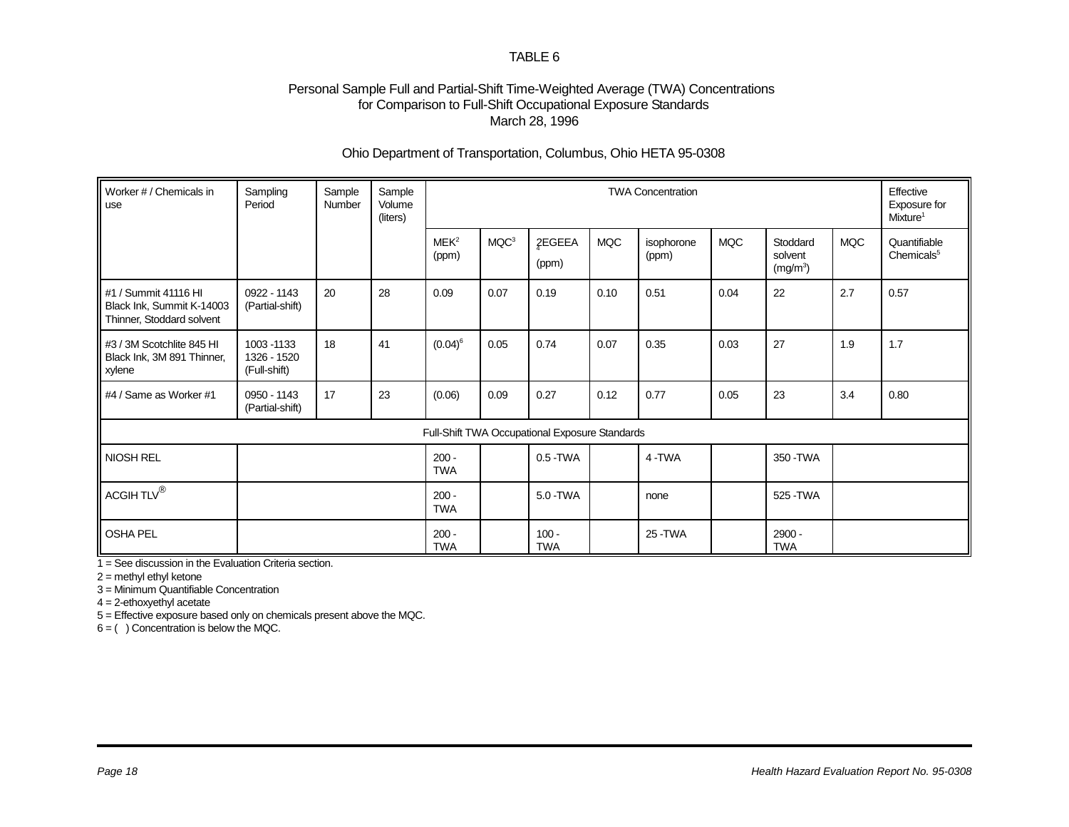TABLE 6

Personal Sample Full and Partial-Shift Time-Weighted Average (TWA) Concentrations for Comparison to Full-Shift Occupational Exposure Standards
March 28, 1996

Ohio Department of Transportation, Columbus, Ohio HETA 95-0308

| Worker # / Chemicals in use | Sampling Period | Sample Number | Sample Volume (liters) | TWA Concentration | | | | | | | | Effective Exposure for Mixture[1] |
|---|---|---|---|---|---|---|---|---|---|---|---|---|
| | | | | MEK[2] (ppm) | MQC[3] | 2EGEEA[4] (ppm) | MQC | isophorone (ppm) | MQC | Stoddard solvent ($mg/m^3$) | MQC | Quantifiable Chemicals[5] |
| #1 / Summit 41116 HI Black Ink, Summit K-14003 Thinner, Stoddard solvent | 0922 - 1143 (Partial-shift) | 20 | 28 | 0.09 | 0.07 | 0.19 | 0.10 | 0.51 | 0.04 | 22 | 2.7 | 0.57 |
| #3 / 3M Scotchlite 845 HI Black Ink, 3M 891 Thinner, xylene | 1003 -1133 1326 - 1520 (Full-shift) | 18 | 41 | (0.04)[6] | 0.05 | 0.74 | 0.07 | 0.35 | 0.03 | 27 | 1.9 | 1.7 |
| #4 / Same as Worker #1 | 0950 - 1143 (Partial-shift) | 17 | 23 | (0.06) | 0.09 | 0.27 | 0.12 | 0.77 | 0.05 | 23 | 3.4 | 0.80 |
| Full-Shift TWA Occupational Exposure Standards | | | | | | | | | | | | |
| NIOSH REL | | | | 200 -TWA | | 0.5 -TWA | | 4 -TWA | | 350 -TWA | | |
| ACGIH TLV® | | | | 200 -TWA | | 5.0 -TWA | | none | | 525 -TWA | | |
| OSHA PEL | | | | 200 -TWA | | 100 -TWA | | 25 -TWA | | 2900 -TWA | | |

1 = See discussion in the Evaluation Criteria section.
2 = methyl ethyl ketone
3 = Minimum Quantifiable Concentration
4 = 2-ethoxyethyl acetate
5 = Effective exposure based only on chemicals present above the MQC.
6 = ( ) Concentration is below the MQC.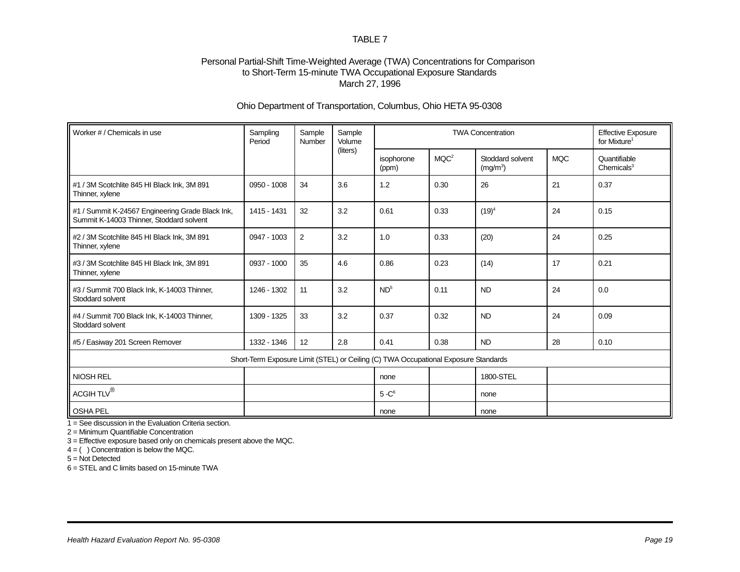TABLE 7

Personal Partial-Shift Time-Weighted Average (TWA) Concentrations for Comparison to Short-Term 15-minute TWA Occupational Exposure Standards
March 27, 1996

Ohio Department of Transportation, Columbus, Ohio HETA 95-0308

| Worker # / Chemicals in use | Sampling Period | Sample Number | Sample Volume (liters) | TWA Concentration | | | | Effective Exposure for Mixture[1] |
|---|---|---|---|---|---|---|---|---|
| | | | | isophorone (ppm) | MQC[2] | Stoddard solvent ($mg/m^3$) | MQC | Quantifiable Chemicals[3] |
| #1 / 3M Scotchlite 845 HI Black Ink, 3M 891 Thinner, xylene | 0950 - 1008 | 34 | 3.6 | 1.2 | 0.30 | 26 | 21 | 0.37 |
| #1 / Summit K-24567 Engineering Grade Black Ink, Summit K-14003 Thinner, Stoddard solvent | 1415 - 1431 | 32 | 3.2 | 0.61 | 0.33 | (19)[4] | 24 | 0.15 |
| #2 / 3M Scotchlite 845 HI Black Ink, 3M 891 Thinner, xylene | 0947 - 1003 | 2 | 3.2 | 1.0 | 0.33 | (20) | 24 | 0.25 |
| #3 / 3M Scotchlite 845 HI Black Ink, 3M 891 Thinner, xylene | 0937 - 1000 | 35 | 4.6 | 0.86 | 0.23 | (14) | 17 | 0.21 |
| #3 / Summit 700 Black Ink, K-14003 Thinner, Stoddard solvent | 1246 - 1302 | 11 | 3.2 | ND[5] | 0.11 | ND | 24 | 0.0 |
| #4 / Summit 700 Black Ink, K-14003 Thinner, Stoddard solvent | 1309 - 1325 | 33 | 3.2 | 0.37 | 0.32 | ND | 24 | 0.09 |
| #5 / Easiway 201 Screen Remover | 1332 - 1346 | 12 | 2.8 | 0.41 | 0.38 | ND | 28 | 0.10 |
| Short-Term Exposure Limit (STEL) or Ceiling (C) TWA Occupational Exposure Standards | | | | | | | | |
| NIOSH REL | | | | none | | 1800-STEL | | |
| ACGIH TLV® | | | | 5 -C[6] | | none | | |
| OSHA PEL | | | | none | | none | | |

1 = See discussion in the Evaluation Criteria section.
2 = Minimum Quantifiable Concentration
3 = Effective exposure based only on chemicals present above the MQC.
4 = ( ) Concentration is below the MQC.
5 = Not Detected
6 = STEL and C limits based on 15-minute TWA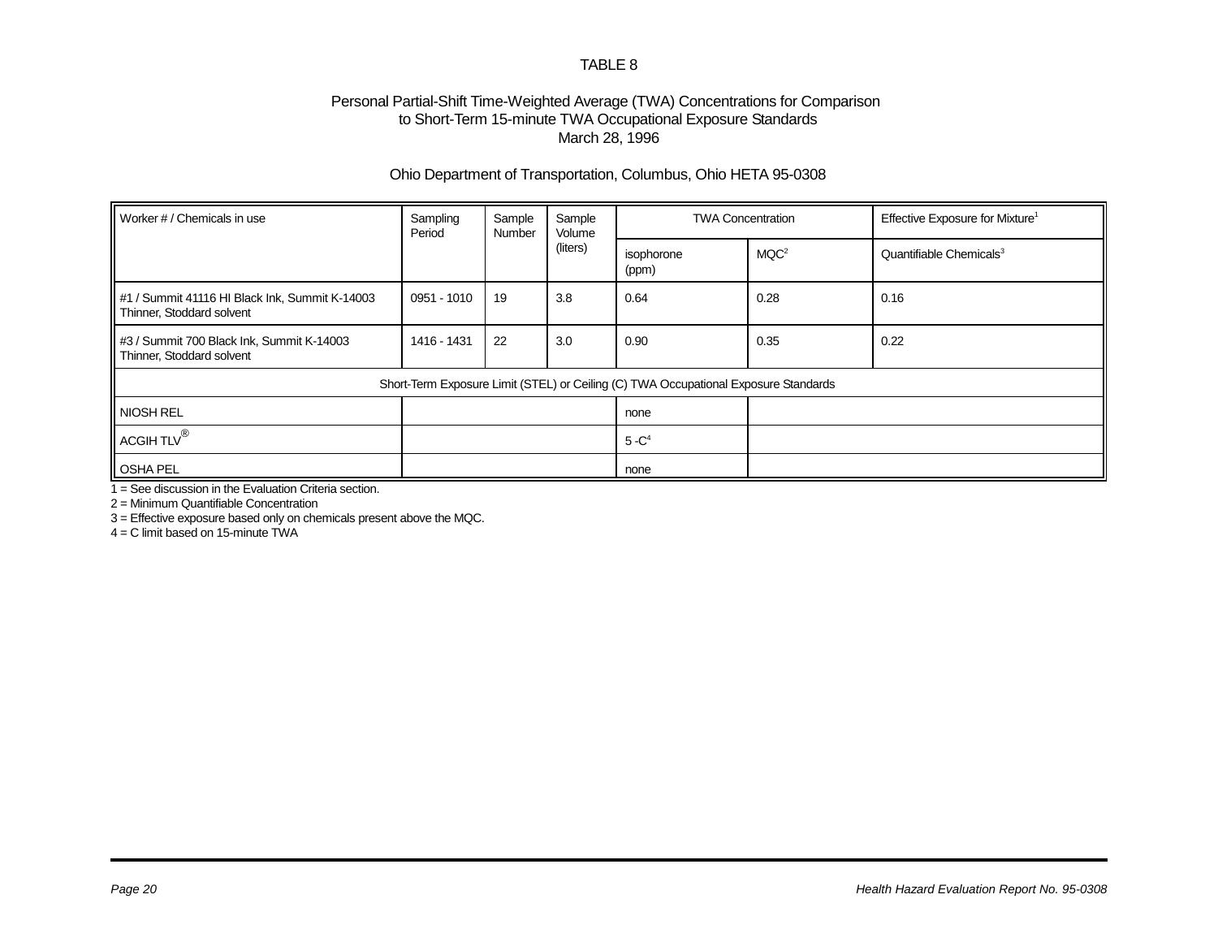TABLE 8

Personal Partial-Shift Time-Weighted Average (TWA) Concentrations for Comparison to Short-Term 15-minute TWA Occupational Exposure Standards
March 28, 1996

Ohio Department of Transportation, Columbus, Ohio HETA 95-0308

| Worker # / Chemicals in use | Sampling Period | Sample Number | Sample Volume (liters) | TWA Concentration | | Effective Exposure for Mixture[1] |
|---|---|---|---|---|---|---|
| | | | | isophorone (ppm) | MQC[2] | Quantifiable Chemicals[3] |
| #1 / Summit 41116 HI Black Ink, Summit K-14003 Thinner, Stoddard solvent | 0951 - 1010 | 19 | 3.8 | 0.64 | 0.28 | 0.16 |
| #3 / Summit 700 Black Ink, Summit K-14003 Thinner, Stoddard solvent | 1416 - 1431 | 22 | 3.0 | 0.90 | 0.35 | 0.22 |
| Short-Term Exposure Limit (STEL) or Ceiling (C) TWA Occupational Exposure Standards | | | | | | |
| NIOSH REL | | | | none | | |
| ACGIH TLV® | | | | 5 -C[4] | | |
| OSHA PEL | | | | none | | |

1 = See discussion in the Evaluation Criteria section.
2 = Minimum Quantifiable Concentration
3 = Effective exposure based only on chemicals present above the MQC.
4 = C limit based on 15-minute TWA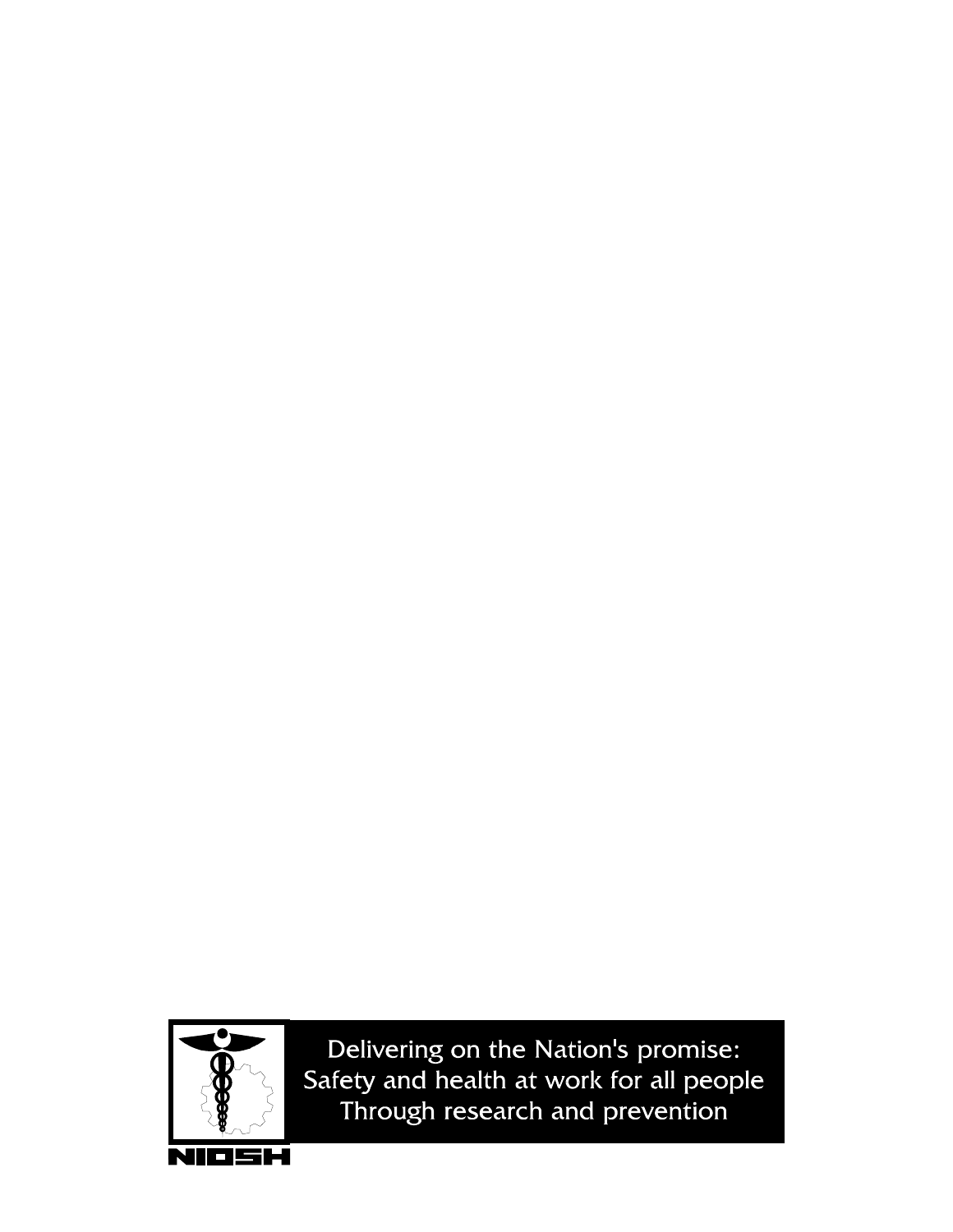Delivering on the Nation's promise:
Safety and health at work for all people
Through research and prevention

NIOSH